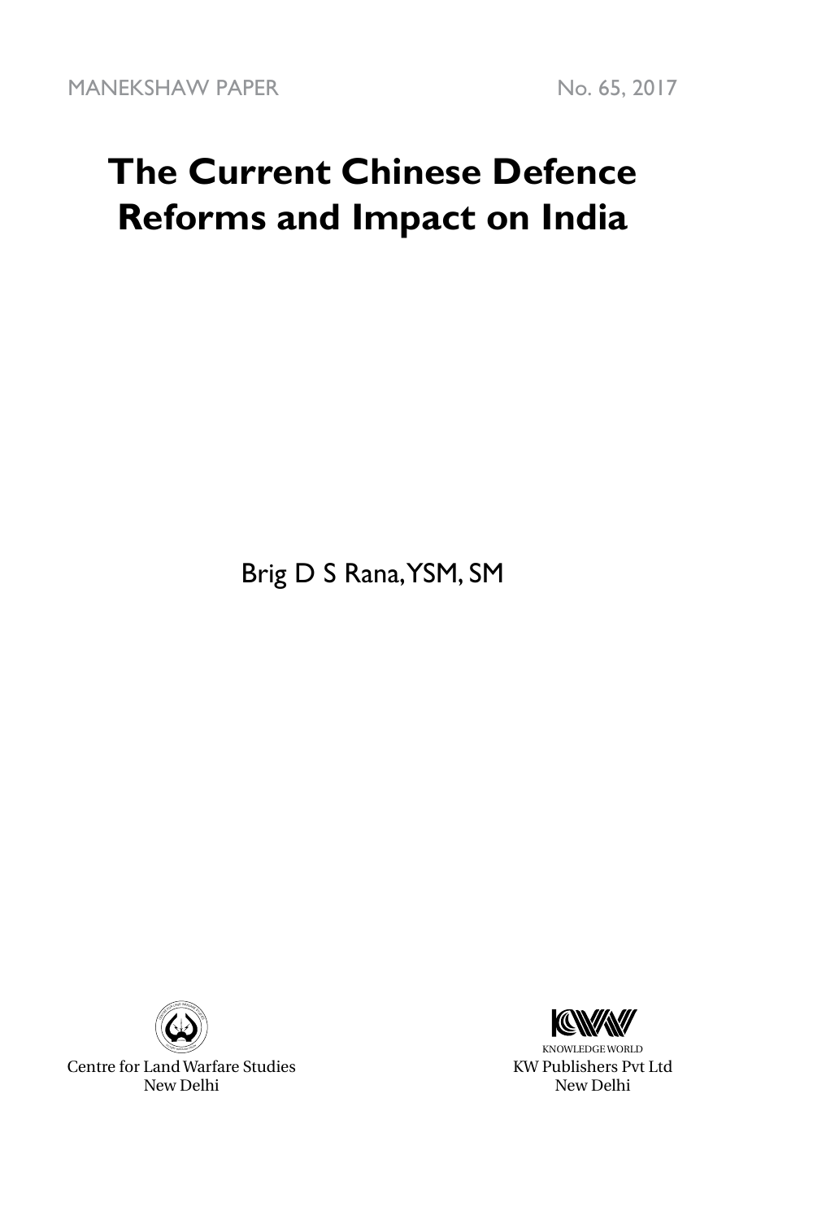MANEKSHAW PAPER No. 65, 2017

# The Current Chinese Defence Reforms and Impact on India

Brig D S Rana, YSM, SM

Centre for Land Warfare Studies
New Delhi

KNOWLEDGE WORLD
KW Publishers Pvt Ltd
New Delhi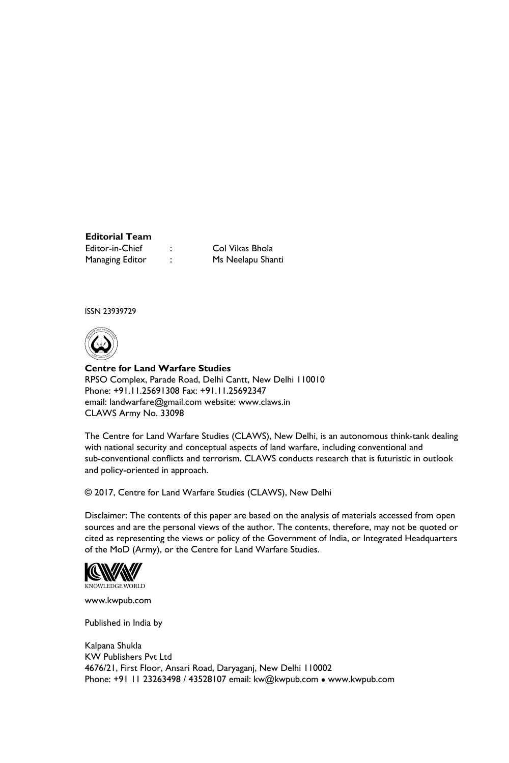**Editorial Team**

Editor-in-Chief : Col Vikas Bhola
Managing Editor : Ms Neelapu Shanti

ISSN 23939729

**Centre for Land Warfare Studies**
RPSO Complex, Parade Road, Delhi Cantt, New Delhi 110010
Phone: +91.11.25691308 Fax: +91.11.25692347
email: landwarfare@gmail.com website: www.claws.in
CLAWS Army No. 33098

The Centre for Land Warfare Studies (CLAWS), New Delhi, is an autonomous think-tank dealing with national security and conceptual aspects of land warfare, including conventional and sub-conventional conflicts and terrorism. CLAWS conducts research that is futuristic in outlook and policy-oriented in approach.

© 2017, Centre for Land Warfare Studies (CLAWS), New Delhi

Disclaimer: The contents of this paper are based on the analysis of materials accessed from open sources and are the personal views of the author. The contents, therefore, may not be quoted or cited as representing the views or policy of the Government of India, or Integrated Headquarters of the MoD (Army), or the Centre for Land Warfare Studies.

KNOWLEDGE WORLD

www.kwpub.com

Published in India by

Kalpana Shukla
KW Publishers Pvt Ltd
4676/21, First Floor, Ansari Road, Daryaganj, New Delhi 110002
Phone: +91 11 23263498 / 43528107 email: kw@kwpub.com • www.kwpub.com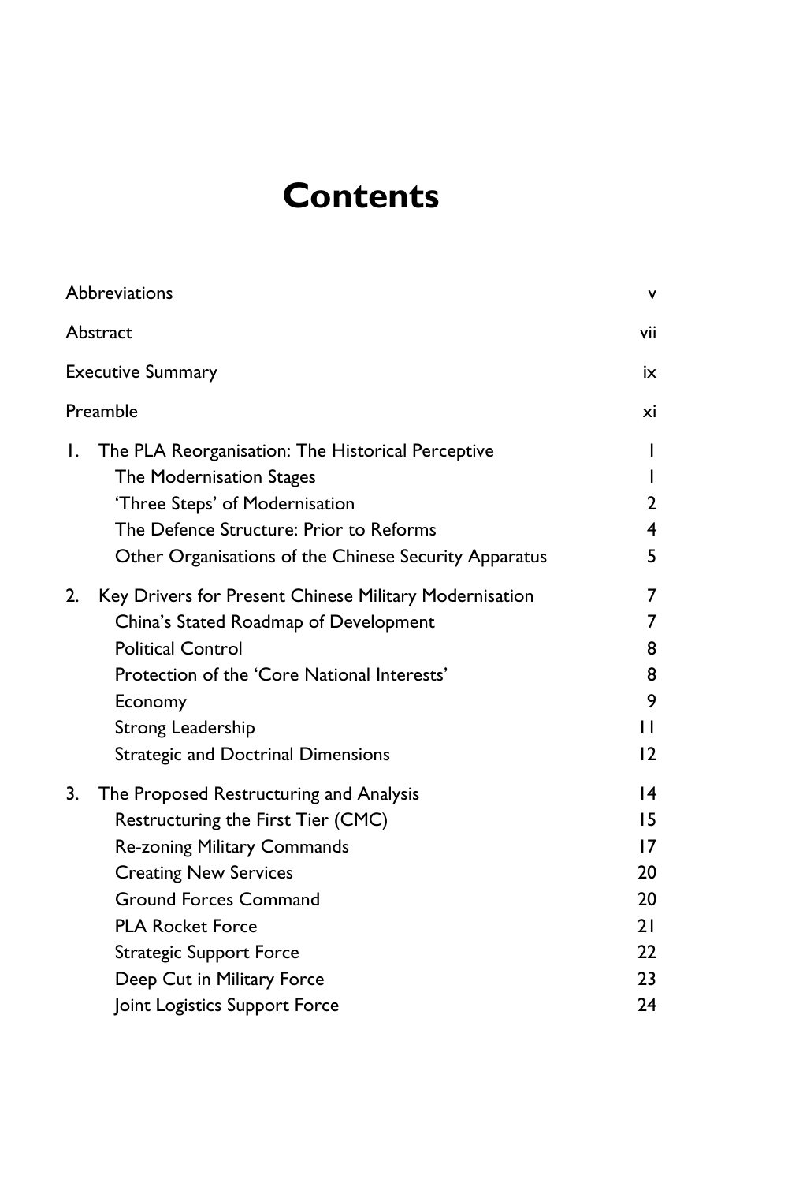# Contents

| | |
|---|---|
| Abbreviations | v |
| Abstract | vii |
| Executive Summary | ix |
| Preamble | xi |
| 1. The PLA Reorganisation: The Historical Perceptive | 1 |
| The Modernisation Stages | 1 |
| 'Three Steps' of Modernisation | 2 |
| The Defence Structure: Prior to Reforms | 4 |
| Other Organisations of the Chinese Security Apparatus | 5 |
| 2. Key Drivers for Present Chinese Military Modernisation | 7 |
| China's Stated Roadmap of Development | 7 |
| Political Control | 8 |
| Protection of the 'Core National Interests' | 8 |
| Economy | 9 |
| Strong Leadership | 11 |
| Strategic and Doctrinal Dimensions | 12 |
| 3. The Proposed Restructuring and Analysis | 14 |
| Restructuring the First Tier (CMC) | 15 |
| Re-zoning Military Commands | 17 |
| Creating New Services | 20 |
| Ground Forces Command | 20 |
| PLA Rocket Force | 21 |
| Strategic Support Force | 22 |
| Deep Cut in Military Force | 23 |
| Joint Logistics Support Force | 24 |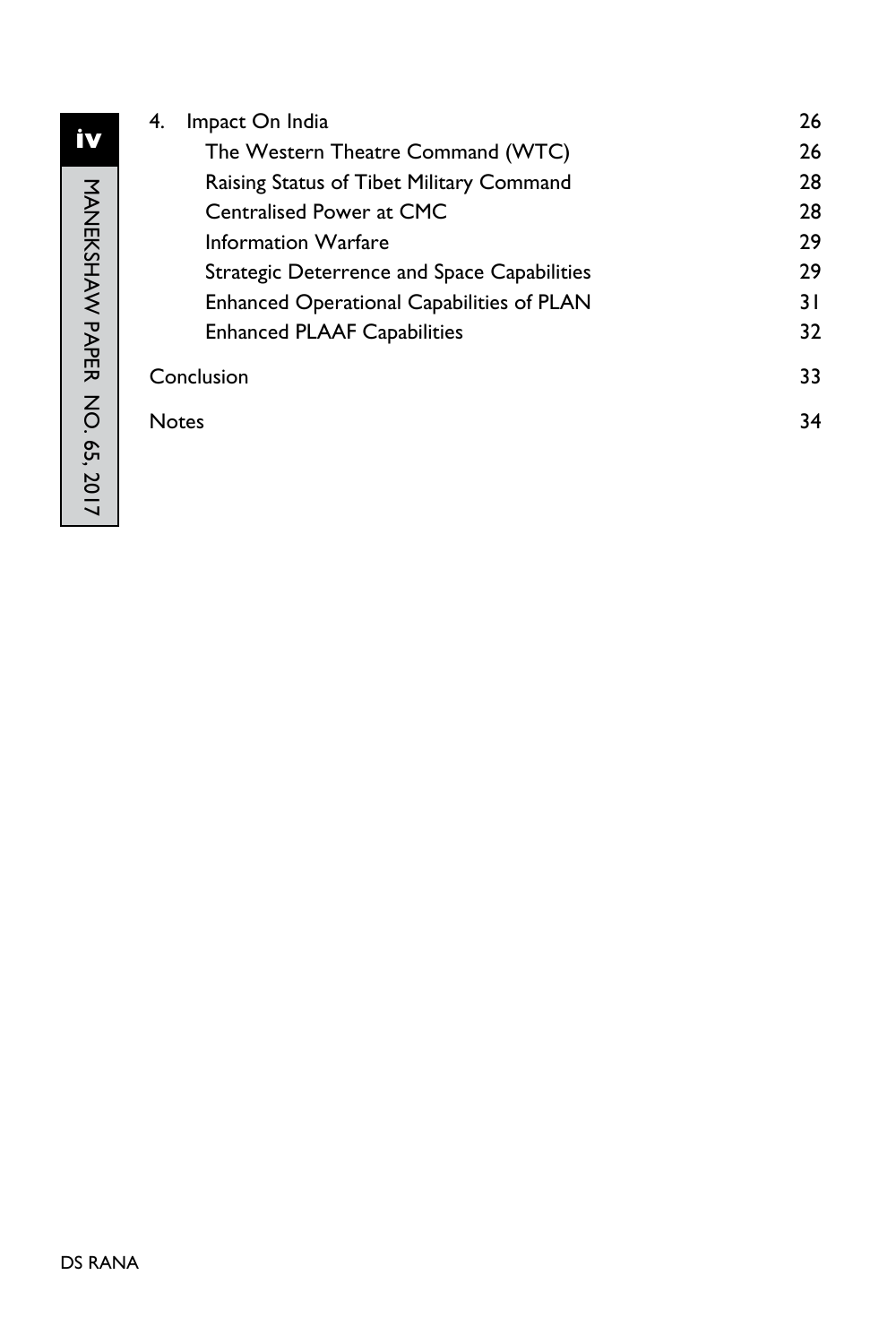4. Impact On India 26
    - The Western Theatre Command (WTC) 26
    - Raising Status of Tibet Military Command 28
    - Centralised Power at CMC 28
    - Information Warfare 29
    - Strategic Deterrence and Space Capabilities 29
    - Enhanced Operational Capabilities of PLAN 31
    - Enhanced PLAAF Capabilities 32

Conclusion 33

Notes 34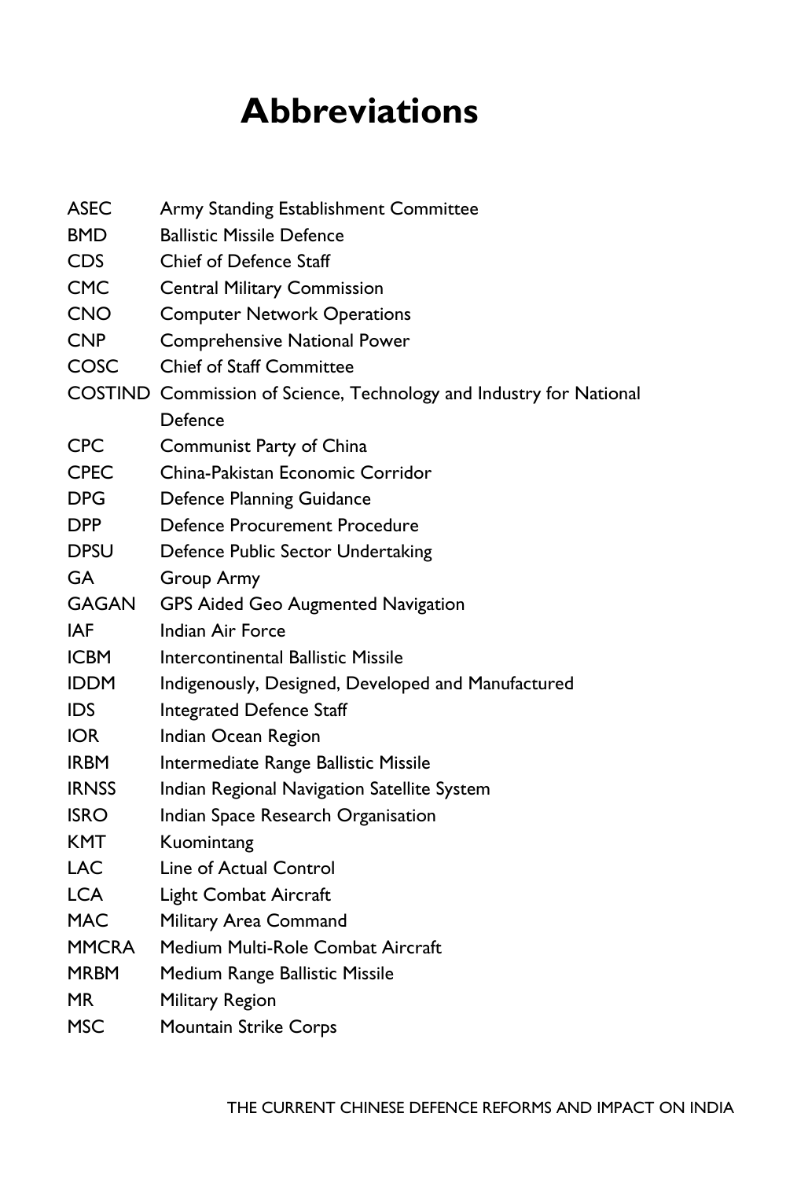# Abbreviations

| | |
|---|---|
| ASEC | Army Standing Establishment Committee |
| BMD | Ballistic Missile Defence |
| CDS | Chief of Defence Staff |
| CMC | Central Military Commission |
| CNO | Computer Network Operations |
| CNP | Comprehensive National Power |
| COSC | Chief of Staff Committee |
| COSTIND | Commission of Science, Technology and Industry for National Defence |
| CPC | Communist Party of China |
| CPEC | China-Pakistan Economic Corridor |
| DPG | Defence Planning Guidance |
| DPP | Defence Procurement Procedure |
| DPSU | Defence Public Sector Undertaking |
| GA | Group Army |
| GAGAN | GPS Aided Geo Augmented Navigation |
| IAF | Indian Air Force |
| ICBM | Intercontinental Ballistic Missile |
| IDDM | Indigenously, Designed, Developed and Manufactured |
| IDS | Integrated Defence Staff |
| IOR | Indian Ocean Region |
| IRBM | Intermediate Range Ballistic Missile |
| IRNSS | Indian Regional Navigation Satellite System |
| ISRO | Indian Space Research Organisation |
| KMT | Kuomintang |
| LAC | Line of Actual Control |
| LCA | Light Combat Aircraft |
| MAC | Military Area Command |
| MMCRA | Medium Multi-Role Combat Aircraft |
| MRBM | Medium Range Ballistic Missile |
| MR | Military Region |
| MSC | Mountain Strike Corps |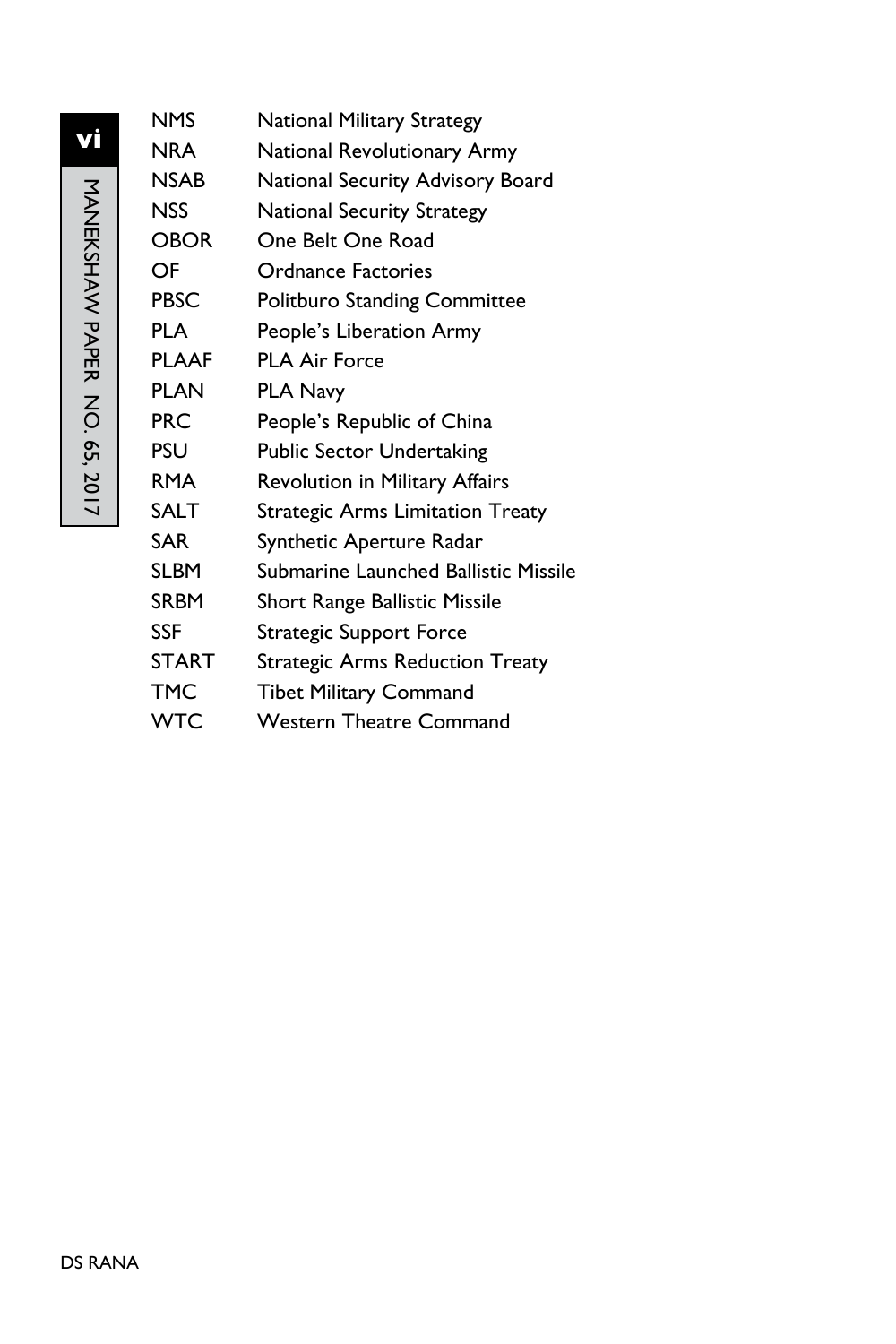| | |
|---|---|
| NMS | National Military Strategy |
| NRA | National Revolutionary Army |
| NSAB | National Security Advisory Board |
| NSS | National Security Strategy |
| OBOR | One Belt One Road |
| OF | Ordnance Factories |
| PBSC | Politburo Standing Committee |
| PLA | People's Liberation Army |
| PLAAF | PLA Air Force |
| PLAN | PLA Navy |
| PRC | People's Republic of China |
| PSU | Public Sector Undertaking |
| RMA | Revolution in Military Affairs |
| SALT | Strategic Arms Limitation Treaty |
| SAR | Synthetic Aperture Radar |
| SLBM | Submarine Launched Ballistic Missile |
| SRBM | Short Range Ballistic Missile |
| SSF | Strategic Support Force |
| START | Strategic Arms Reduction Treaty |
| TMC | Tibet Military Command |
| WTC | Western Theatre Command |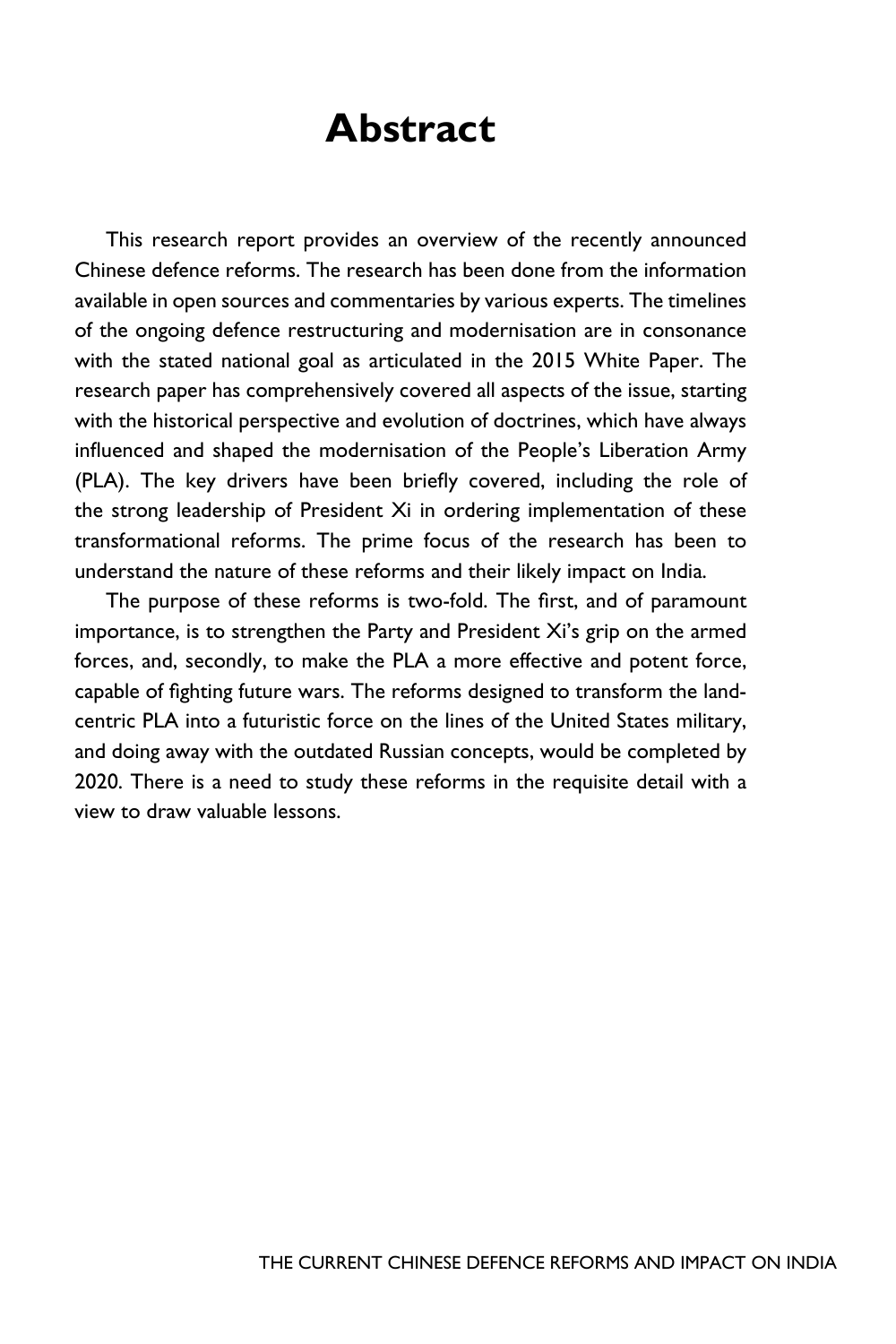# Abstract

This research report provides an overview of the recently announced Chinese defence reforms. The research has been done from the information available in open sources and commentaries by various experts. The timelines of the ongoing defence restructuring and modernisation are in consonance with the stated national goal as articulated in the 2015 White Paper. The research paper has comprehensively covered all aspects of the issue, starting with the historical perspective and evolution of doctrines, which have always influenced and shaped the modernisation of the People's Liberation Army (PLA). The key drivers have been briefly covered, including the role of the strong leadership of President Xi in ordering implementation of these transformational reforms. The prime focus of the research has been to understand the nature of these reforms and their likely impact on India.

The purpose of these reforms is two-fold. The first, and of paramount importance, is to strengthen the Party and President Xi's grip on the armed forces, and, secondly, to make the PLA a more effective and potent force, capable of fighting future wars. The reforms designed to transform the land-centric PLA into a futuristic force on the lines of the United States military, and doing away with the outdated Russian concepts, would be completed by 2020. There is a need to study these reforms in the requisite detail with a view to draw valuable lessons.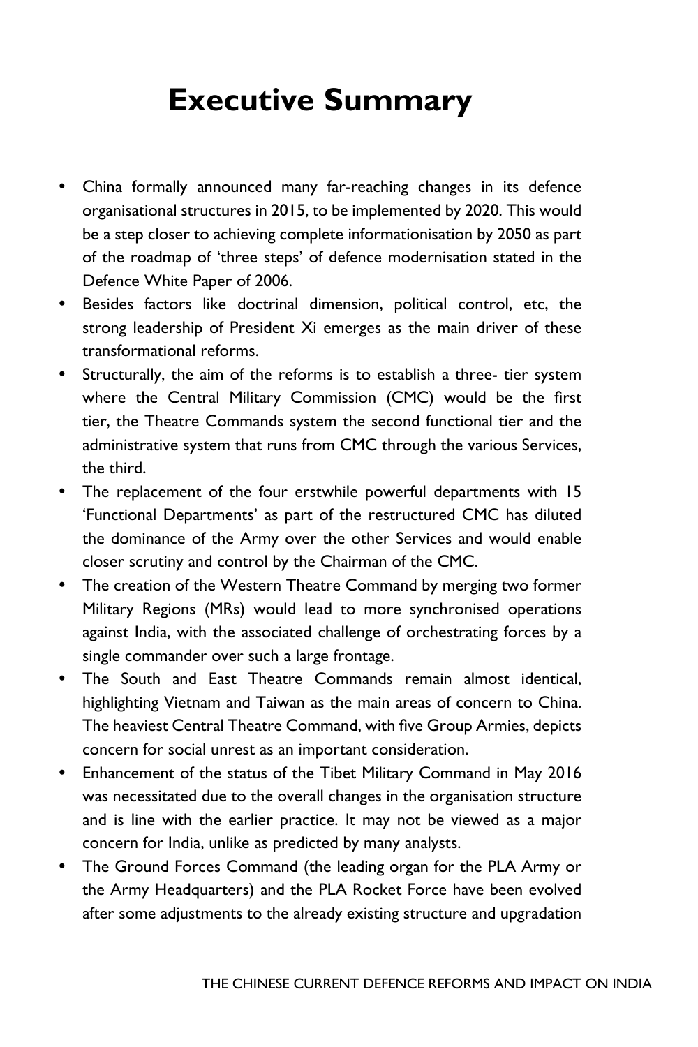# Executive Summary

- China formally announced many far-reaching changes in its defence organisational structures in 2015, to be implemented by 2020. This would be a step closer to achieving complete informationisation by 2050 as part of the roadmap of 'three steps' of defence modernisation stated in the Defence White Paper of 2006.
- Besides factors like doctrinal dimension, political control, etc, the strong leadership of President Xi emerges as the main driver of these transformational reforms.
- Structurally, the aim of the reforms is to establish a three- tier system where the Central Military Commission (CMC) would be the first tier, the Theatre Commands system the second functional tier and the administrative system that runs from CMC through the various Services, the third.
- The replacement of the four erstwhile powerful departments with 15 'Functional Departments' as part of the restructured CMC has diluted the dominance of the Army over the other Services and would enable closer scrutiny and control by the Chairman of the CMC.
- The creation of the Western Theatre Command by merging two former Military Regions (MRs) would lead to more synchronised operations against India, with the associated challenge of orchestrating forces by a single commander over such a large frontage.
- The South and East Theatre Commands remain almost identical, highlighting Vietnam and Taiwan as the main areas of concern to China. The heaviest Central Theatre Command, with five Group Armies, depicts concern for social unrest as an important consideration.
- Enhancement of the status of the Tibet Military Command in May 2016 was necessitated due to the overall changes in the organisation structure and is line with the earlier practice. It may not be viewed as a major concern for India, unlike as predicted by many analysts.
- The Ground Forces Command (the leading organ for the PLA Army or the Army Headquarters) and the PLA Rocket Force have been evolved after some adjustments to the already existing structure and upgradation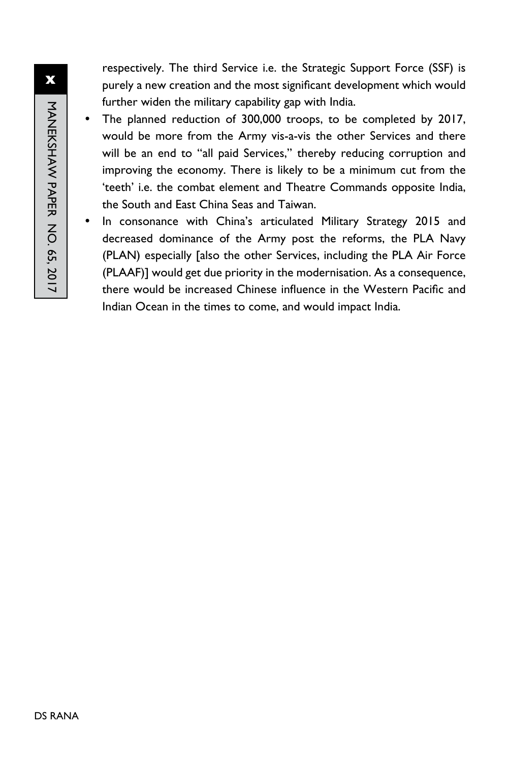respectively. The third Service i.e. the Strategic Support Force (SSF) is purely a new creation and the most significant development which would further widen the military capability gap with India.

- The planned reduction of 300,000 troops, to be completed by 2017, would be more from the Army vis-a-vis the other Services and there will be an end to "all paid Services," thereby reducing corruption and improving the economy. There is likely to be a minimum cut from the 'teeth' i.e. the combat element and Theatre Commands opposite India, the South and East China Seas and Taiwan.
- In consonance with China's articulated Military Strategy 2015 and decreased dominance of the Army post the reforms, the PLA Navy (PLAN) especially [also the other Services, including the PLA Air Force (PLAAF)] would get due priority in the modernisation. As a consequence, there would be increased Chinese influence in the Western Pacific and Indian Ocean in the times to come, and would impact India.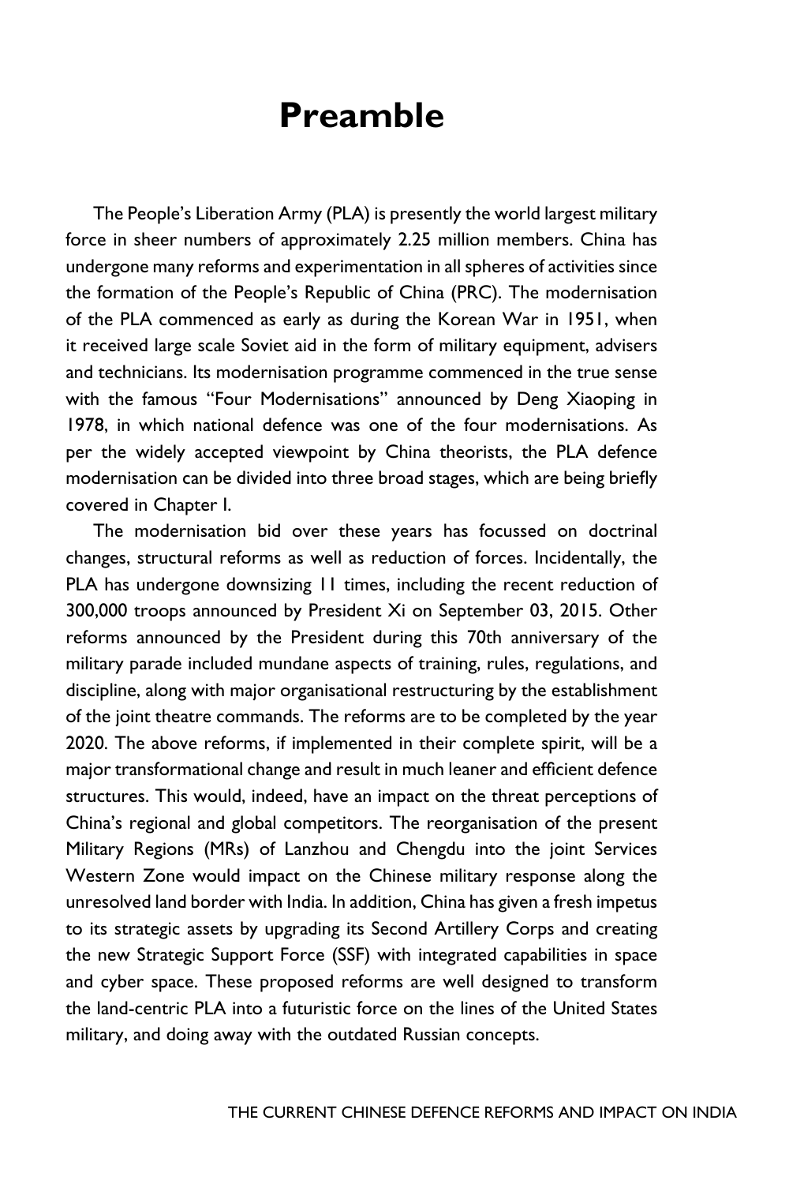# Preamble

The People's Liberation Army (PLA) is presently the world largest military force in sheer numbers of approximately 2.25 million members. China has undergone many reforms and experimentation in all spheres of activities since the formation of the People's Republic of China (PRC). The modernisation of the PLA commenced as early as during the Korean War in 1951, when it received large scale Soviet aid in the form of military equipment, advisers and technicians. Its modernisation programme commenced in the true sense with the famous "Four Modernisations" announced by Deng Xiaoping in 1978, in which national defence was one of the four modernisations. As per the widely accepted viewpoint by China theorists, the PLA defence modernisation can be divided into three broad stages, which are being briefly covered in Chapter I.

The modernisation bid over these years has focussed on doctrinal changes, structural reforms as well as reduction of forces. Incidentally, the PLA has undergone downsizing 11 times, including the recent reduction of 300,000 troops announced by President Xi on September 03, 2015. Other reforms announced by the President during this 70th anniversary of the military parade included mundane aspects of training, rules, regulations, and discipline, along with major organisational restructuring by the establishment of the joint theatre commands. The reforms are to be completed by the year 2020. The above reforms, if implemented in their complete spirit, will be a major transformational change and result in much leaner and efficient defence structures. This would, indeed, have an impact on the threat perceptions of China's regional and global competitors. The reorganisation of the present Military Regions (MRs) of Lanzhou and Chengdu into the joint Services Western Zone would impact on the Chinese military response along the unresolved land border with India. In addition, China has given a fresh impetus to its strategic assets by upgrading its Second Artillery Corps and creating the new Strategic Support Force (SSF) with integrated capabilities in space and cyber space. These proposed reforms are well designed to transform the land-centric PLA into a futuristic force on the lines of the United States military, and doing away with the outdated Russian concepts.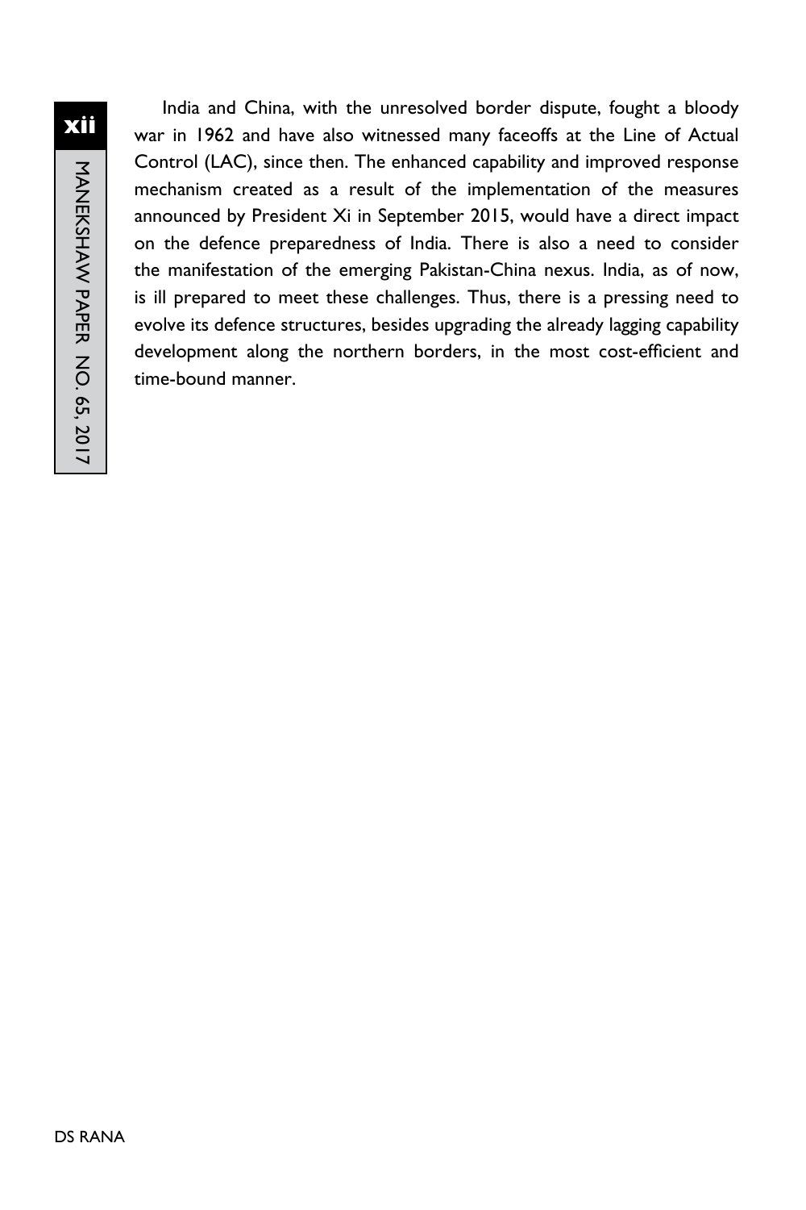India and China, with the unresolved border dispute, fought a bloody war in 1962 and have also witnessed many faceoffs at the Line of Actual Control (LAC), since then. The enhanced capability and improved response mechanism created as a result of the implementation of the measures announced by President Xi in September 2015, would have a direct impact on the defence preparedness of India. There is also a need to consider the manifestation of the emerging Pakistan-China nexus. India, as of now, is ill prepared to meet these challenges. Thus, there is a pressing need to evolve its defence structures, besides upgrading the already lagging capability development along the northern borders, in the most cost-efficient and time-bound manner.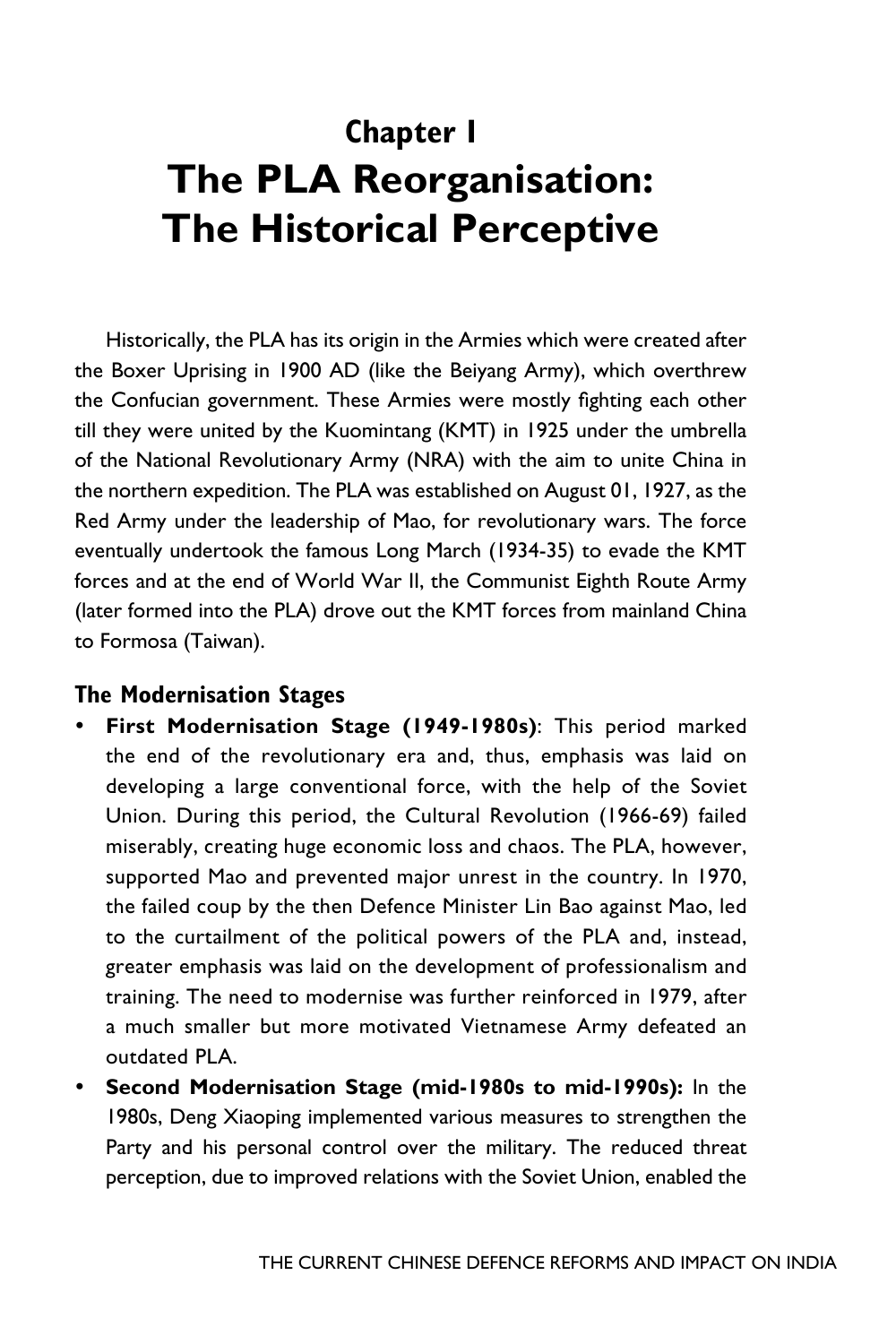# Chapter I
# The PLA Reorganisation: The Historical Perceptive

Historically, the PLA has its origin in the Armies which were created after the Boxer Uprising in 1900 AD (like the Beiyang Army), which overthrew the Confucian government. These Armies were mostly fighting each other till they were united by the Kuomintang (KMT) in 1925 under the umbrella of the National Revolutionary Army (NRA) with the aim to unite China in the northern expedition. The PLA was established on August 01, 1927, as the Red Army under the leadership of Mao, for revolutionary wars. The force eventually undertook the famous Long March (1934-35) to evade the KMT forces and at the end of World War II, the Communist Eighth Route Army (later formed into the PLA) drove out the KMT forces from mainland China to Formosa (Taiwan).

## The Modernisation Stages

- **First Modernisation Stage (1949-1980s)**: This period marked the end of the revolutionary era and, thus, emphasis was laid on developing a large conventional force, with the help of the Soviet Union. During this period, the Cultural Revolution (1966-69) failed miserably, creating huge economic loss and chaos. The PLA, however, supported Mao and prevented major unrest in the country. In 1970, the failed coup by the then Defence Minister Lin Bao against Mao, led to the curtailment of the political powers of the PLA and, instead, greater emphasis was laid on the development of professionalism and training. The need to modernise was further reinforced in 1979, after a much smaller but more motivated Vietnamese Army defeated an outdated PLA.
- **Second Modernisation Stage (mid-1980s to mid-1990s):** In the 1980s, Deng Xiaoping implemented various measures to strengthen the Party and his personal control over the military. The reduced threat perception, due to improved relations with the Soviet Union, enabled the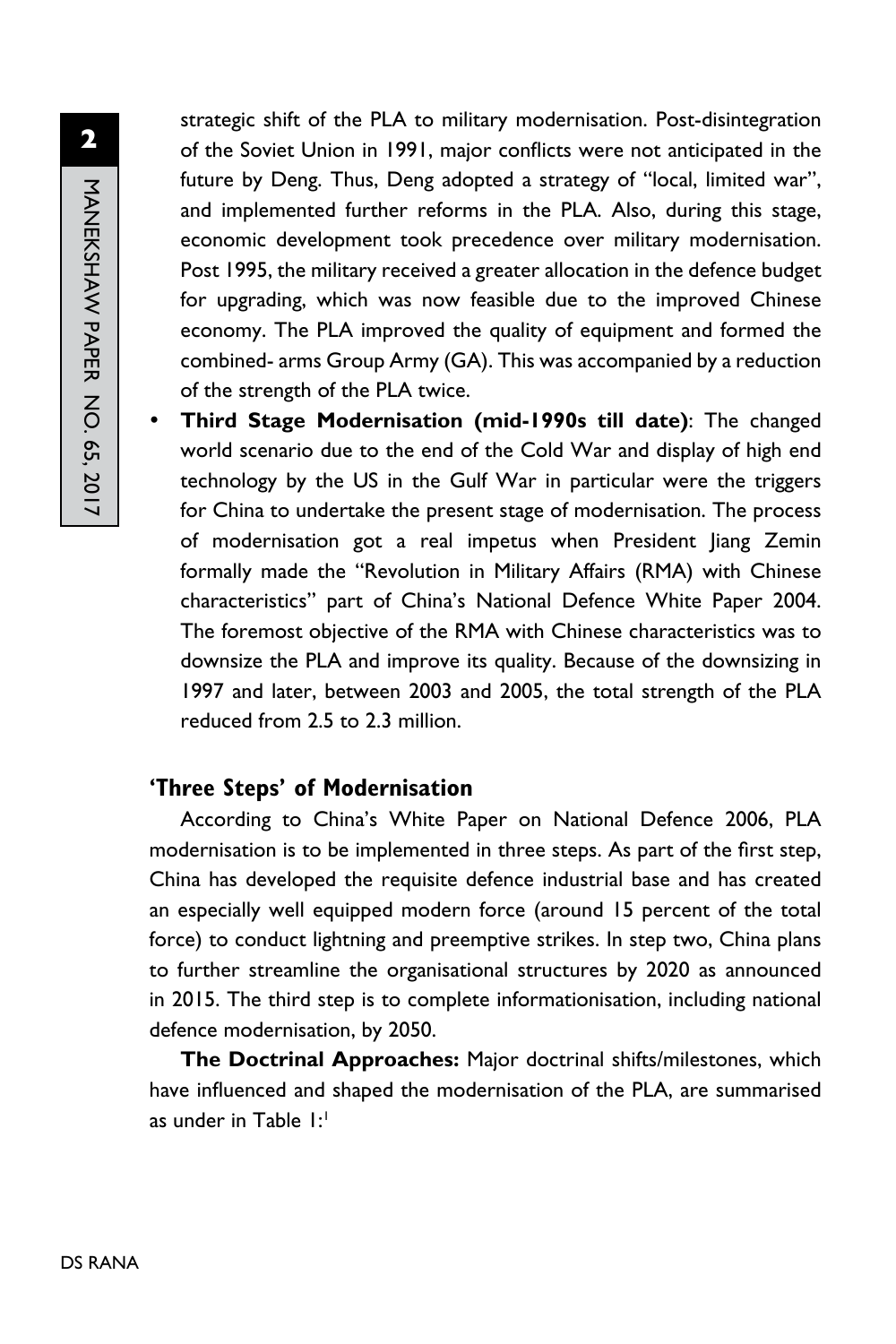strategic shift of the PLA to military modernisation. Post-disintegration of the Soviet Union in 1991, major conflicts were not anticipated in the future by Deng. Thus, Deng adopted a strategy of "local, limited war", and implemented further reforms in the PLA. Also, during this stage, economic development took precedence over military modernisation. Post 1995, the military received a greater allocation in the defence budget for upgrading, which was now feasible due to the improved Chinese economy. The PLA improved the quality of equipment and formed the combined- arms Group Army (GA). This was accompanied by a reduction of the strength of the PLA twice.

- **Third Stage Modernisation (mid-1990s till date)**: The changed world scenario due to the end of the Cold War and display of high end technology by the US in the Gulf War in particular were the triggers for China to undertake the present stage of modernisation. The process of modernisation got a real impetus when President Jiang Zemin formally made the "Revolution in Military Affairs (RMA) with Chinese characteristics" part of China's National Defence White Paper 2004. The foremost objective of the RMA with Chinese characteristics was to downsize the PLA and improve its quality. Because of the downsizing in 1997 and later, between 2003 and 2005, the total strength of the PLA reduced from 2.5 to 2.3 million.

## 'Three Steps' of Modernisation

According to China's White Paper on National Defence 2006, PLA modernisation is to be implemented in three steps. As part of the first step, China has developed the requisite defence industrial base and has created an especially well equipped modern force (around 15 percent of the total force) to conduct lightning and preemptive strikes. In step two, China plans to further streamline the organisational structures by 2020 as announced in 2015. The third step is to complete informationisation, including national defence modernisation, by 2050.

**The Doctrinal Approaches:** Major doctrinal shifts/milestones, which have influenced and shaped the modernisation of the PLA, are summarised as under in Table 1:[1]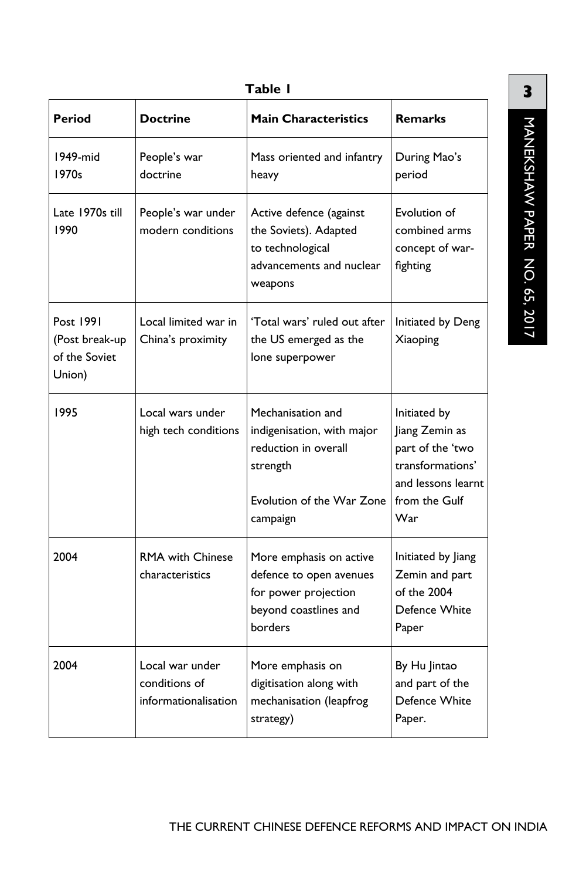**Table 1**

| Period | Doctrine | Main Characteristics | Remarks |
|---|---|---|---|
| 1949-mid 1970s | People's war doctrine | Mass oriented and infantry heavy | During Mao's period |
| Late 1970s till 1990 | People's war under modern conditions | Active defence (against the Soviets). Adapted to technological advancements and nuclear weapons | Evolution of combined arms concept of war-fighting |
| Post 1991 (Post break-up of the Soviet Union) | Local limited war in China's proximity | 'Total wars' ruled out after the US emerged as the lone superpower | Initiated by Deng Xiaoping |
| 1995 | Local wars under high tech conditions | Mechanisation and indigenisation, with major reduction in overall strength<br><br>Evolution of the War Zone campaign | Initiated by Jiang Zemin as part of the 'two transformations' and lessons learnt from the Gulf War |
| 2004 | RMA with Chinese characteristics | More emphasis on active defence to open avenues for power projection beyond coastlines and borders | Initiated by Jiang Zemin and part of the 2004 Defence White Paper |
| 2004 | Local war under conditions of informationalisation | More emphasis on digitisation along with mechanisation (leapfrog strategy) | By Hu Jintao and part of the Defence White Paper. |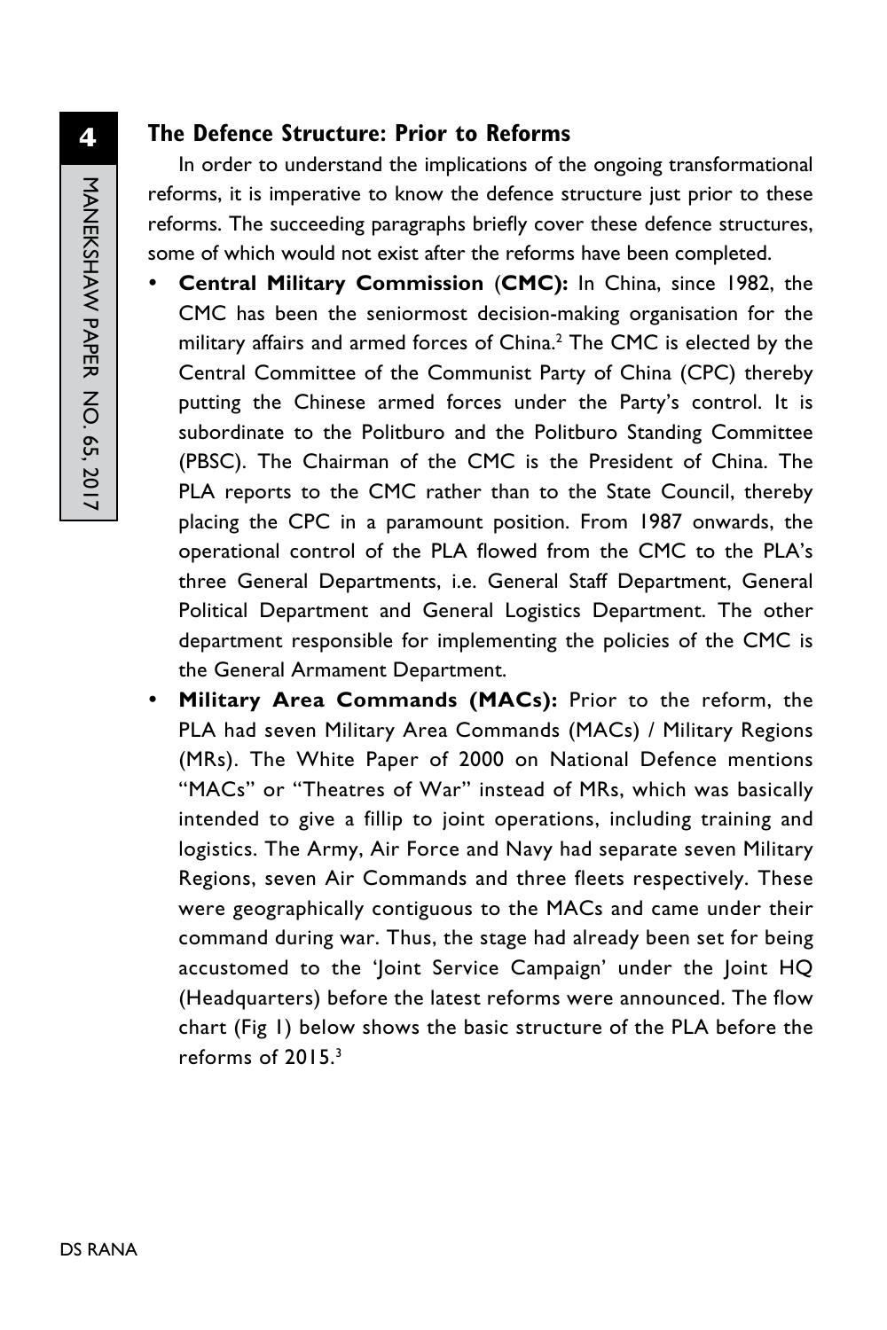### The Defence Structure: Prior to Reforms

In order to understand the implications of the ongoing transformational reforms, it is imperative to know the defence structure just prior to these reforms. The succeeding paragraphs briefly cover these defence structures, some of which would not exist after the reforms have been completed.

- **Central Military Commission (CMC):** In China, since 1982, the CMC has been the seniormost decision-making organisation for the military affairs and armed forces of China.[2] The CMC is elected by the Central Committee of the Communist Party of China (CPC) thereby putting the Chinese armed forces under the Party's control. It is subordinate to the Politburo and the Politburo Standing Committee (PBSC). The Chairman of the CMC is the President of China. The PLA reports to the CMC rather than to the State Council, thereby placing the CPC in a paramount position. From 1987 onwards, the operational control of the PLA flowed from the CMC to the PLA's three General Departments, i.e. General Staff Department, General Political Department and General Logistics Department. The other department responsible for implementing the policies of the CMC is the General Armament Department.
- **Military Area Commands (MACs):** Prior to the reform, the PLA had seven Military Area Commands (MACs) / Military Regions (MRs). The White Paper of 2000 on National Defence mentions "MACs" or "Theatres of War" instead of MRs, which was basically intended to give a fillip to joint operations, including training and logistics. The Army, Air Force and Navy had separate seven Military Regions, seven Air Commands and three fleets respectively. These were geographically contiguous to the MACs and came under their command during war. Thus, the stage had already been set for being accustomed to the 'Joint Service Campaign' under the Joint HQ (Headquarters) before the latest reforms were announced. The flow chart (Fig 1) below shows the basic structure of the PLA before the reforms of 2015.[3]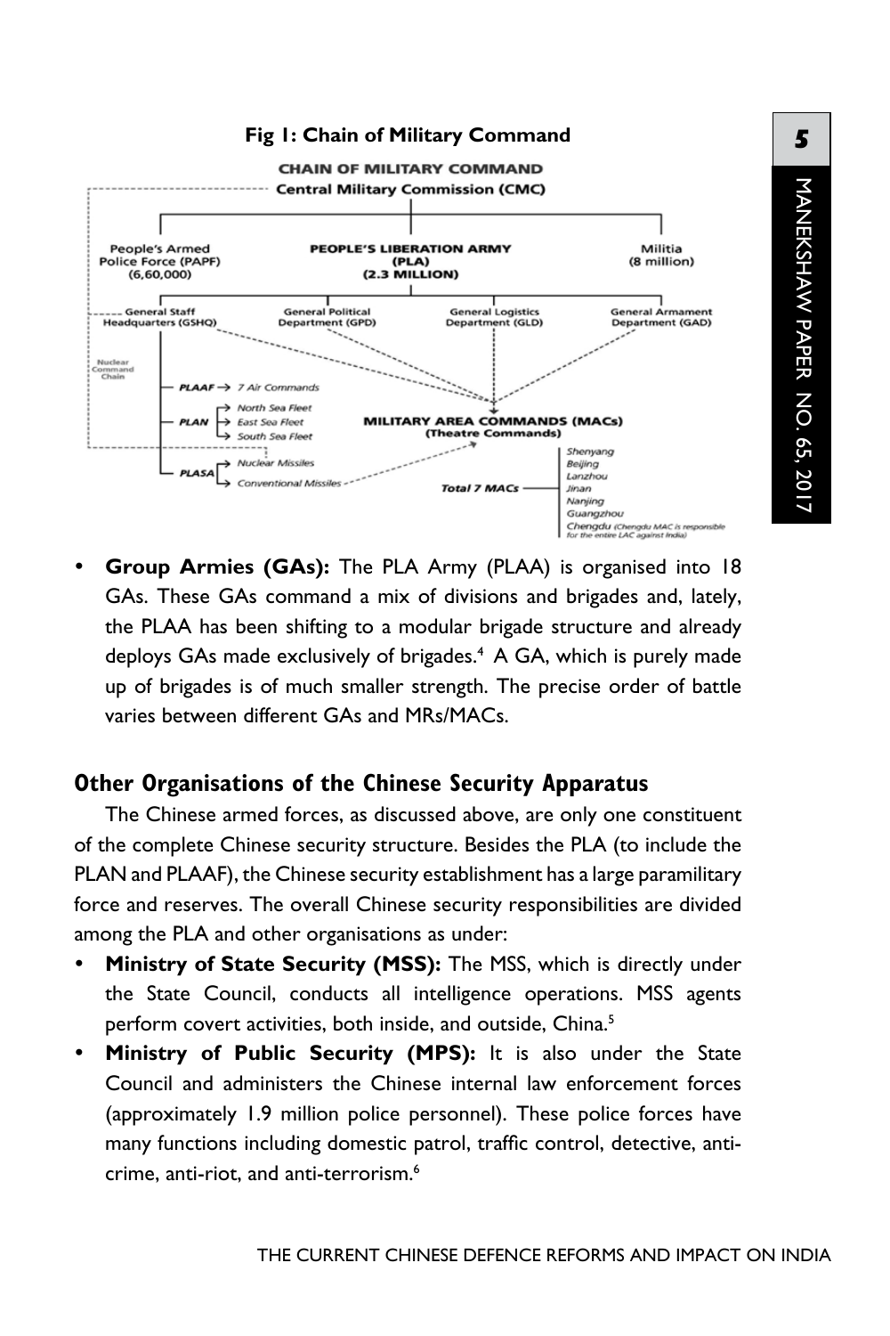**Fig 1: Chain of Military Command**

CHAIN OF MILITARY COMMAND
Central Military Commission (CMC)
People's Armed Police Force (PAPF) (6,60,000)
PEOPLE'S LIBERATION ARMY (PLA) (2.3 MILLION)
Militia (8 million)
General Staff Headquarters (GSHQ)
General Political Department (GPD)
General Logistics Department (GLD)
General Armament Department (GAD)
Nuclear Command Chain
PLAAF → 7 Air Commands
PLAN → North Sea Fleet, East Sea Fleet, South Sea Fleet
PLASA → Nuclear Missiles, Conventional Missiles
MILITARY AREA COMMANDS (MACs) (Theatre Commands)
Total 7 MACs
Shenyang
Beijing
Lanzhou
Jinan
Nanjing
Guangzhou
Chengdu (Chengdu MAC is responsible for the entire LAC against India)

- **Group Armies (GAs):** The PLA Army (PLAA) is organised into 18 GAs. These GAs command a mix of divisions and brigades and, lately, the PLAA has been shifting to a modular brigade structure and already deploys GAs made exclusively of brigades.[4] A GA, which is purely made up of brigades is of much smaller strength. The precise order of battle varies between different GAs and MRs/MACs.

## Other Organisations of the Chinese Security Apparatus

The Chinese armed forces, as discussed above, are only one constituent of the complete Chinese security structure. Besides the PLA (to include the PLAN and PLAAF), the Chinese security establishment has a large paramilitary force and reserves. The overall Chinese security responsibilities are divided among the PLA and other organisations as under:

- **Ministry of State Security (MSS):** The MSS, which is directly under the State Council, conducts all intelligence operations. MSS agents perform covert activities, both inside, and outside, China.[5]
- **Ministry of Public Security (MPS):** It is also under the State Council and administers the Chinese internal law enforcement forces (approximately 1.9 million police personnel). These police forces have many functions including domestic patrol, traffic control, detective, anti-crime, anti-riot, and anti-terrorism.[6]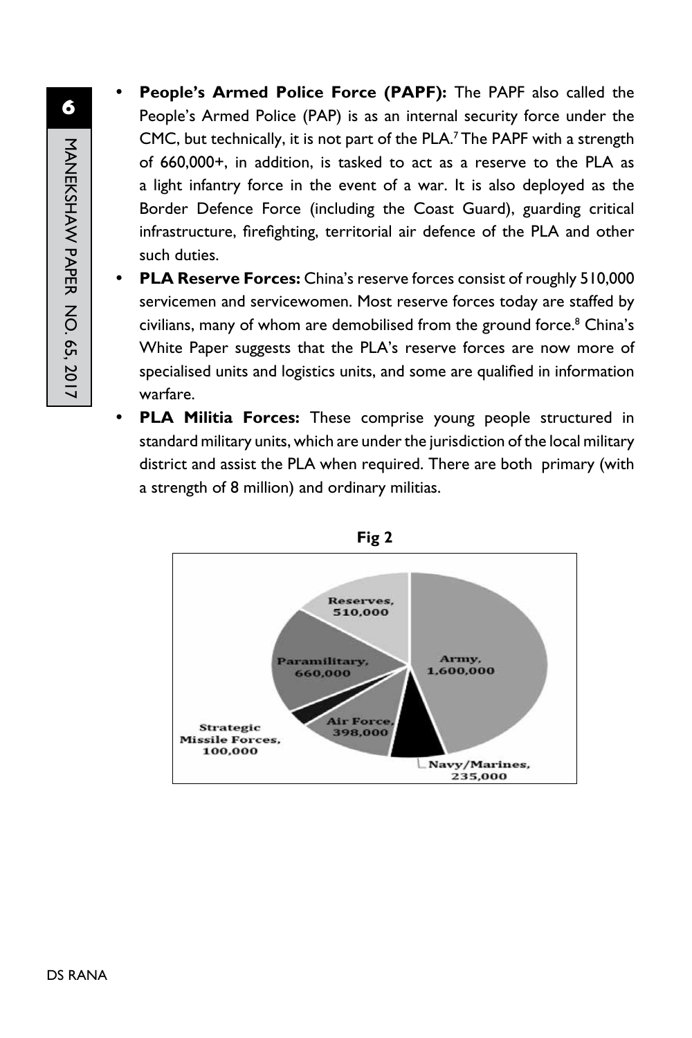- **People's Armed Police Force (PAPF):** The PAPF also called the People's Armed Police (PAP) is as an internal security force under the CMC, but technically, it is not part of the PLA.[7] The PAPF with a strength of 660,000+, in addition, is tasked to act as a reserve to the PLA as a light infantry force in the event of a war. It is also deployed as the Border Defence Force (including the Coast Guard), guarding critical infrastructure, firefighting, territorial air defence of the PLA and other such duties.
- **PLA Reserve Forces:** China's reserve forces consist of roughly 510,000 servicemen and servicewomen. Most reserve forces today are staffed by civilians, many of whom are demobilised from the ground force.[8] China's White Paper suggests that the PLA's reserve forces are now more of specialised units and logistics units, and some are qualified in information warfare.
- **PLA Militia Forces:** These comprise young people structured in standard military units, which are under the jurisdiction of the local military district and assist the PLA when required. There are both primary (with a strength of 8 million) and ordinary militias.

**Fig 2**

Reserves, 510,000

Army, 1,600,000

Paramilitary, 660,000

Air Force, 398,000

Strategic Missile Forces, 100,000

Navy/Marines, 235,000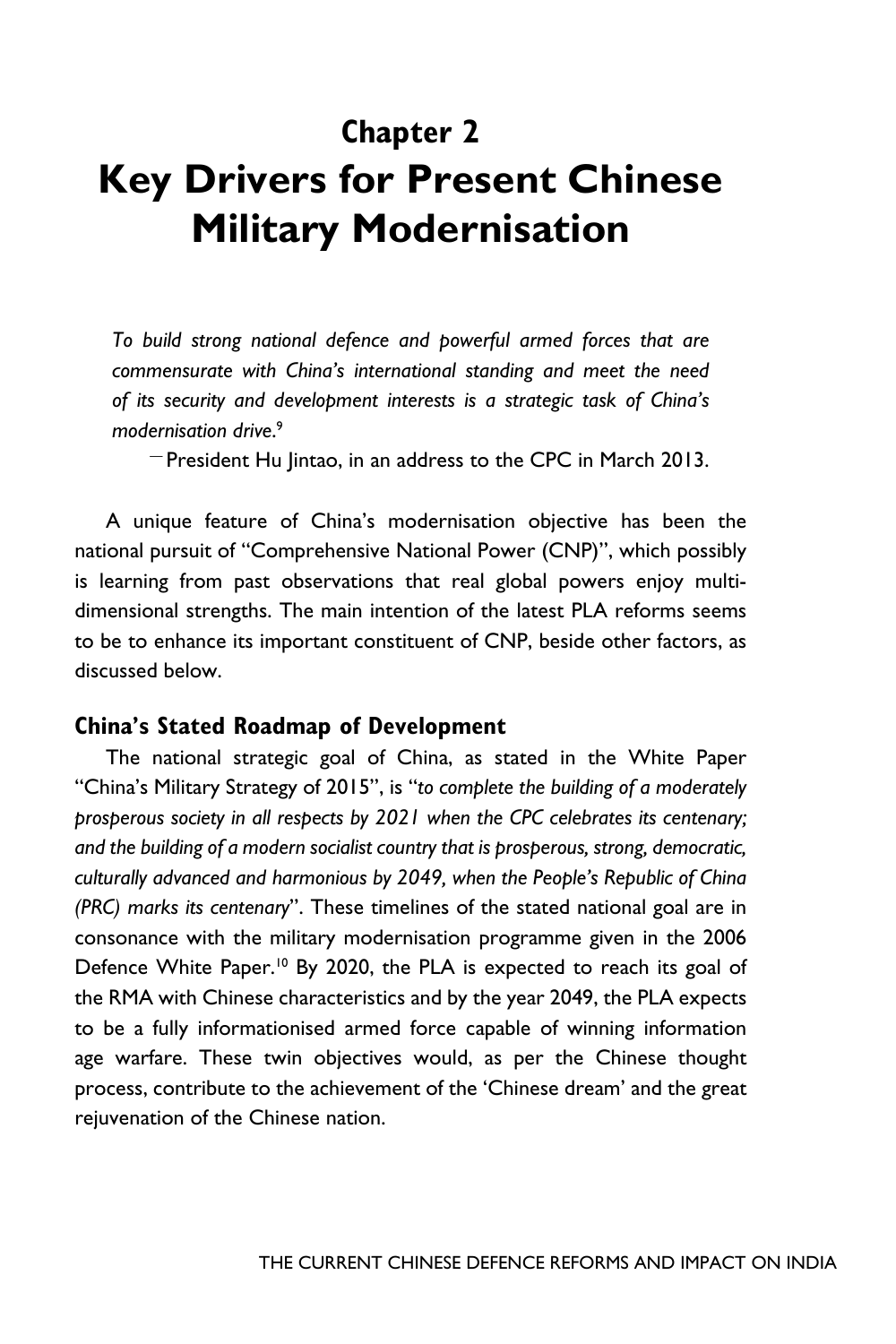# Chapter 2
# Key Drivers for Present Chinese Military Modernisation

*To build strong national defence and powerful armed forces that are commensurate with China's international standing and meet the need of its security and development interests is a strategic task of China's modernisation drive.*[9]

—President Hu Jintao, in an address to the CPC in March 2013.

A unique feature of China's modernisation objective has been the national pursuit of "Comprehensive National Power (CNP)", which possibly is learning from past observations that real global powers enjoy multi-dimensional strengths. The main intention of the latest PLA reforms seems to be to enhance its important constituent of CNP, beside other factors, as discussed below.

### China's Stated Roadmap of Development

The national strategic goal of China, as stated in the White Paper "China's Military Strategy of 2015", is "*to complete the building of a moderately prosperous society in all respects by 2021 when the CPC celebrates its centenary; and the building of a modern socialist country that is prosperous, strong, democratic, culturally advanced and harmonious by 2049, when the People's Republic of China (PRC) marks its centenary*". These timelines of the stated national goal are in consonance with the military modernisation programme given in the 2006 Defence White Paper.[10] By 2020, the PLA is expected to reach its goal of the RMA with Chinese characteristics and by the year 2049, the PLA expects to be a fully informationised armed force capable of winning information age warfare. These twin objectives would, as per the Chinese thought process, contribute to the achievement of the 'Chinese dream' and the great rejuvenation of the Chinese nation.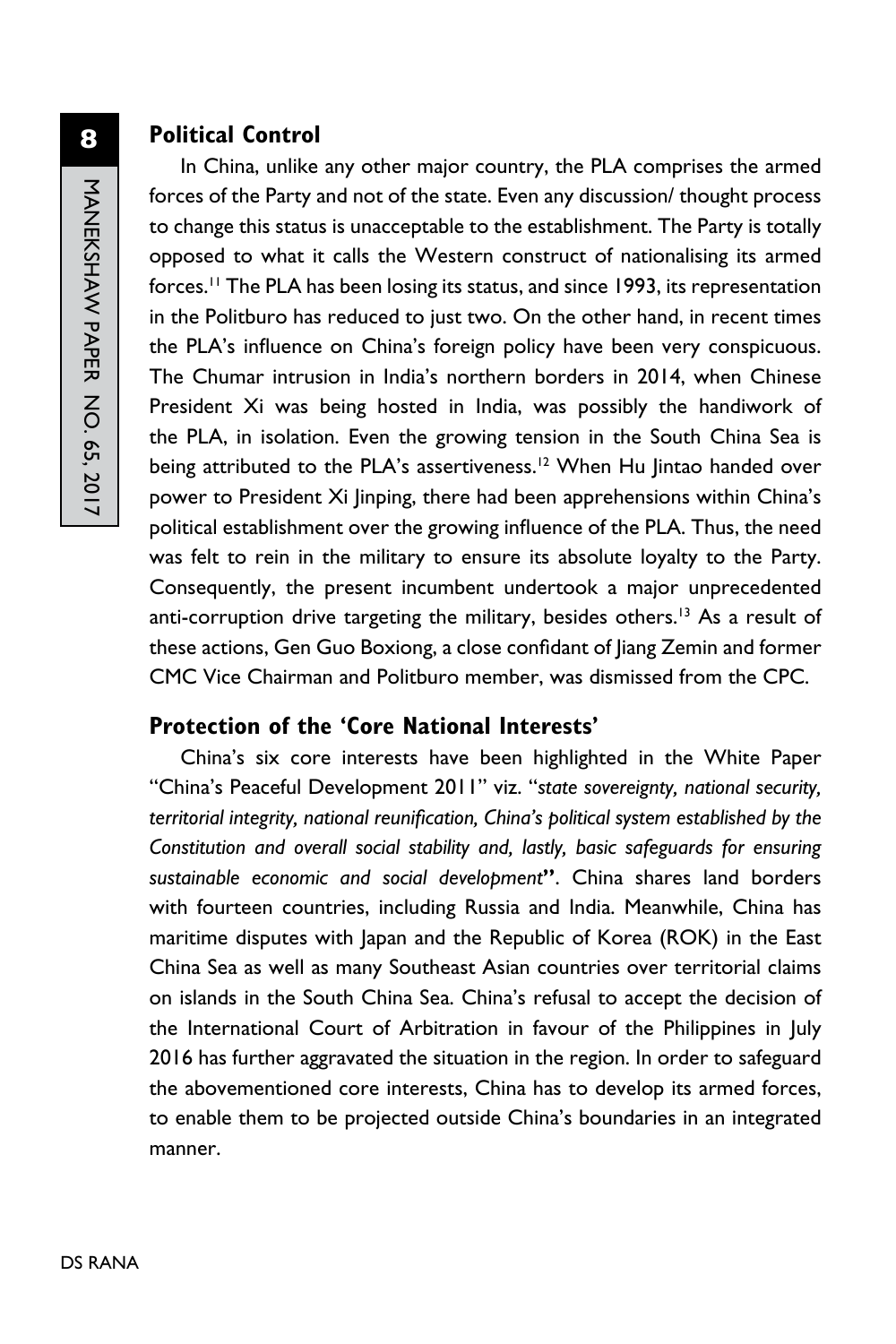## Political Control

In China, unlike any other major country, the PLA comprises the armed forces of the Party and not of the state. Even any discussion/ thought process to change this status is unacceptable to the establishment. The Party is totally opposed to what it calls the Western construct of nationalising its armed forces.[11] The PLA has been losing its status, and since 1993, its representation in the Politburo has reduced to just two. On the other hand, in recent times the PLA's influence on China's foreign policy have been very conspicuous. The Chumar intrusion in India's northern borders in 2014, when Chinese President Xi was being hosted in India, was possibly the handiwork of the PLA, in isolation. Even the growing tension in the South China Sea is being attributed to the PLA's assertiveness.[12] When Hu Jintao handed over power to President Xi Jinping, there had been apprehensions within China's political establishment over the growing influence of the PLA. Thus, the need was felt to rein in the military to ensure its absolute loyalty to the Party. Consequently, the present incumbent undertook a major unprecedented anti-corruption drive targeting the military, besides others.[13] As a result of these actions, Gen Guo Boxiong, a close confidant of Jiang Zemin and former CMC Vice Chairman and Politburo member, was dismissed from the CPC.

## Protection of the 'Core National Interests'

China's six core interests have been highlighted in the White Paper "China's Peaceful Development 2011" viz. "*state sovereignty, national security, territorial integrity, national reunification, China's political system established by the Constitution and overall social stability and, lastly, basic safeguards for ensuring sustainable economic and social development*". China shares land borders with fourteen countries, including Russia and India. Meanwhile, China has maritime disputes with Japan and the Republic of Korea (ROK) in the East China Sea as well as many Southeast Asian countries over territorial claims on islands in the South China Sea. China's refusal to accept the decision of the International Court of Arbitration in favour of the Philippines in July 2016 has further aggravated the situation in the region. In order to safeguard the abovementioned core interests, China has to develop its armed forces, to enable them to be projected outside China's boundaries in an integrated manner.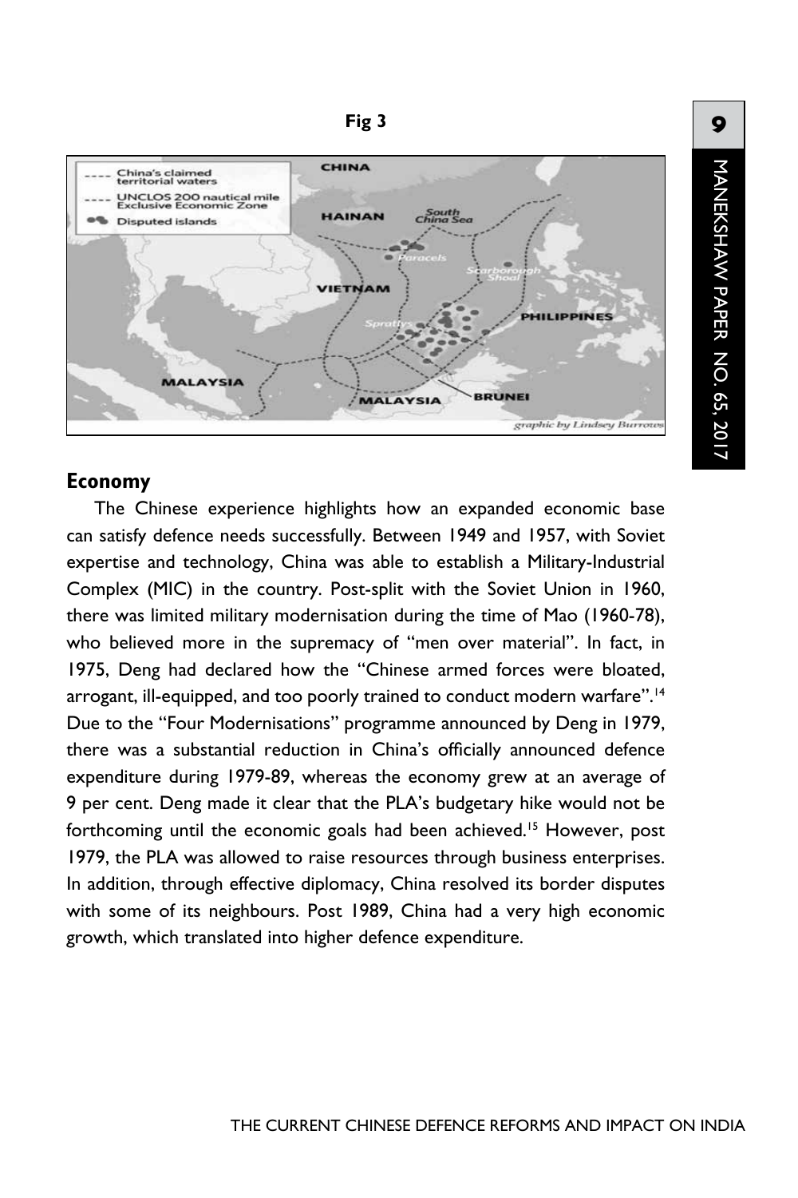Fig 3

China's claimed territorial waters
UNCLOS 200 nautical mile Exclusive Economic Zone
Disputed islands
CHINA
HAINAN
South China Sea
Paracels
Scarborough Shoal
VIETNAM
PHILIPPINES
Spratlys
MALAYSIA
MALAYSIA
BRUNEI
graphic by Lindsey Burrows

## Economy

The Chinese experience highlights how an expanded economic base can satisfy defence needs successfully. Between 1949 and 1957, with Soviet expertise and technology, China was able to establish a Military-Industrial Complex (MIC) in the country. Post-split with the Soviet Union in 1960, there was limited military modernisation during the time of Mao (1960-78), who believed more in the supremacy of "men over material". In fact, in 1975, Deng had declared how the "Chinese armed forces were bloated, arrogant, ill-equipped, and too poorly trained to conduct modern warfare".[14] Due to the "Four Modernisations" programme announced by Deng in 1979, there was a substantial reduction in China's officially announced defence expenditure during 1979-89, whereas the economy grew at an average of 9 per cent. Deng made it clear that the PLA's budgetary hike would not be forthcoming until the economic goals had been achieved.[15] However, post 1979, the PLA was allowed to raise resources through business enterprises. In addition, through effective diplomacy, China resolved its border disputes with some of its neighbours. Post 1989, China had a very high economic growth, which translated into higher defence expenditure.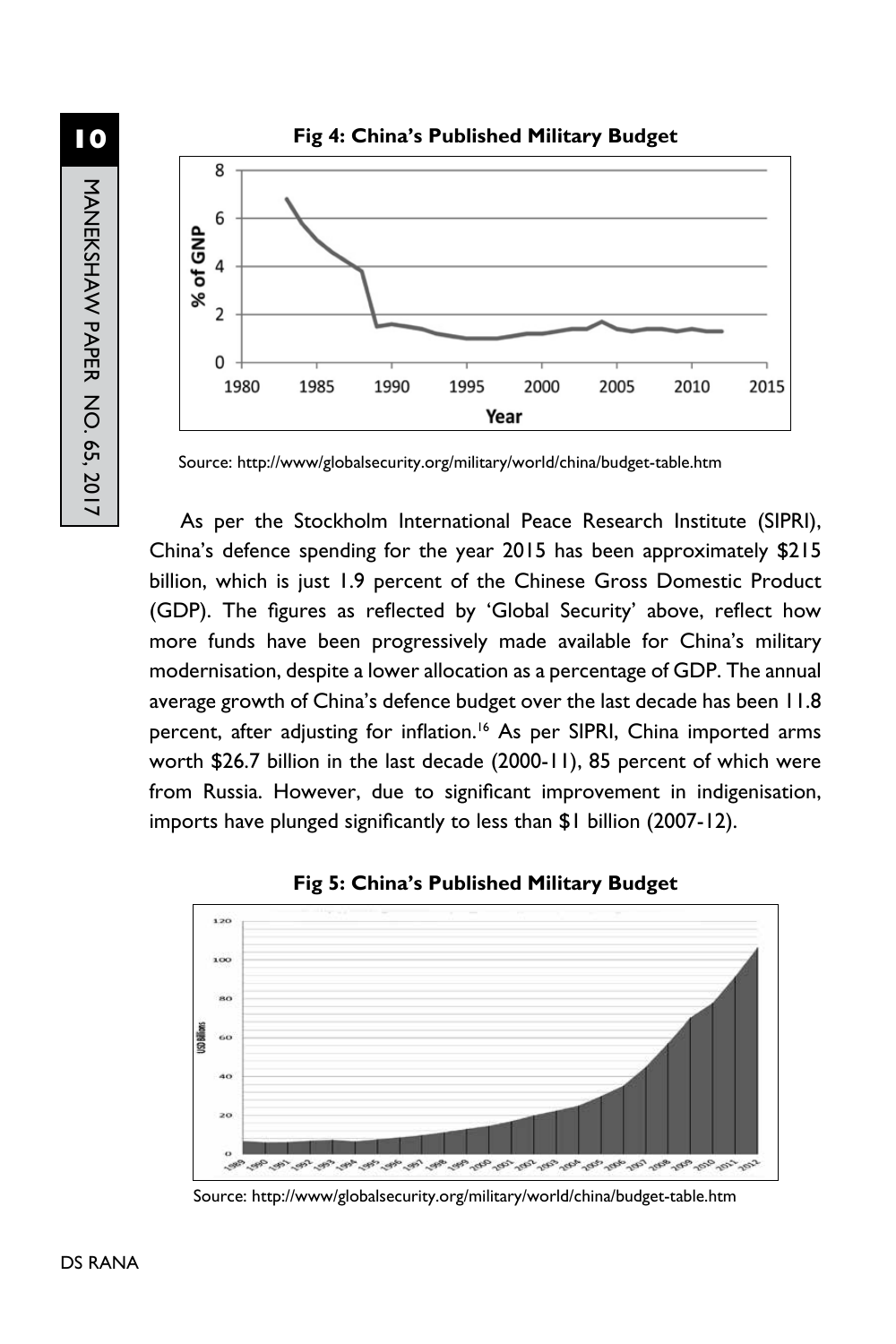**Fig 4: China's Published Military Budget**

% of GNP

8
6
4
2
0

1980 1985 1990 1995 2000 2005 2010 2015

Year

Source: http://www/globalsecurity.org/military/world/china/budget-table.htm

As per the Stockholm International Peace Research Institute (SIPRI), China's defence spending for the year 2015 has been approximately $215 billion, which is just 1.9 percent of the Chinese Gross Domestic Product (GDP). The figures as reflected by 'Global Security' above, reflect how more funds have been progressively made available for China's military modernisation, despite a lower allocation as a percentage of GDP. The annual average growth of China's defence budget over the last decade has been 11.8 percent, after adjusting for inflation.[16] As per SIPRI, China imported arms worth $26.7 billion in the last decade (2000-11), 85 percent of which were from Russia. However, due to significant improvement in indigenisation, imports have plunged significantly to less than $1 billion (2007-12).

**Fig 5: China's Published Military Budget**

USD Billions

120
100
80
60
40
20
0

1989 1990 1991 1992 1993 1994 1995 1996 1997 1998 1999 2000 2001 2002 2003 2004 2005 2006 2007 2008 2009 2010 2011 2012

Source: http://www/globalsecurity.org/military/world/china/budget-table.htm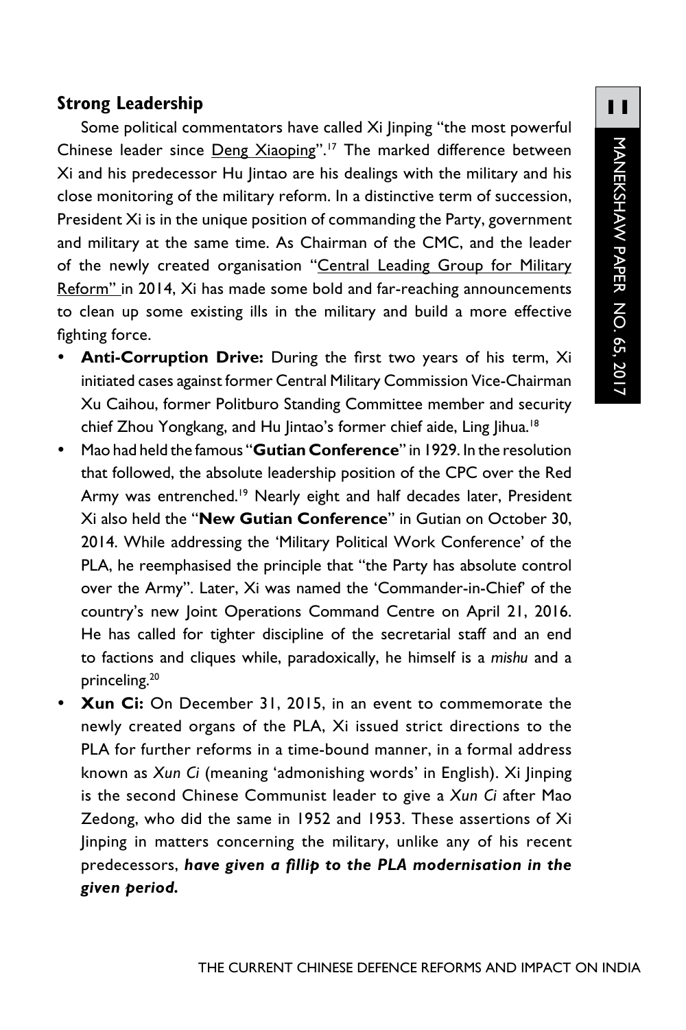## Strong Leadership

Some political commentators have called Xi Jinping "the most powerful Chinese leader since Deng Xiaoping".[17] The marked difference between Xi and his predecessor Hu Jintao are his dealings with the military and his close monitoring of the military reform. In a distinctive term of succession, President Xi is in the unique position of commanding the Party, government and military at the same time. As Chairman of the CMC, and the leader of the newly created organisation "Central Leading Group for Military Reform" in 2014, Xi has made some bold and far-reaching announcements to clean up some existing ills in the military and build a more effective fighting force.

- **Anti-Corruption Drive:** During the first two years of his term, Xi initiated cases against former Central Military Commission Vice-Chairman Xu Caihou, former Politburo Standing Committee member and security chief Zhou Yongkang, and Hu Jintao's former chief aide, Ling Jihua.[18]
- Mao had held the famous "**Gutian Conference**" in 1929. In the resolution that followed, the absolute leadership position of the CPC over the Red Army was entrenched.[19] Nearly eight and half decades later, President Xi also held the "**New Gutian Conference**" in Gutian on October 30, 2014. While addressing the 'Military Political Work Conference' of the PLA, he reemphasised the principle that "the Party has absolute control over the Army". Later, Xi was named the 'Commander-in-Chief' of the country's new Joint Operations Command Centre on April 21, 2016. He has called for tighter discipline of the secretarial staff and an end to factions and cliques while, paradoxically, he himself is a *mishu* and a princeling.[20]
- **Xun Ci:** On December 31, 2015, in an event to commemorate the newly created organs of the PLA, Xi issued strict directions to the PLA for further reforms in a time-bound manner, in a formal address known as *Xun Ci* (meaning 'admonishing words' in English). Xi Jinping is the second Chinese Communist leader to give a *Xun Ci* after Mao Zedong, who did the same in 1952 and 1953. These assertions of Xi Jinping in matters concerning the military, unlike any of his recent predecessors, ***have given a fillip to the PLA modernisation in the given period.***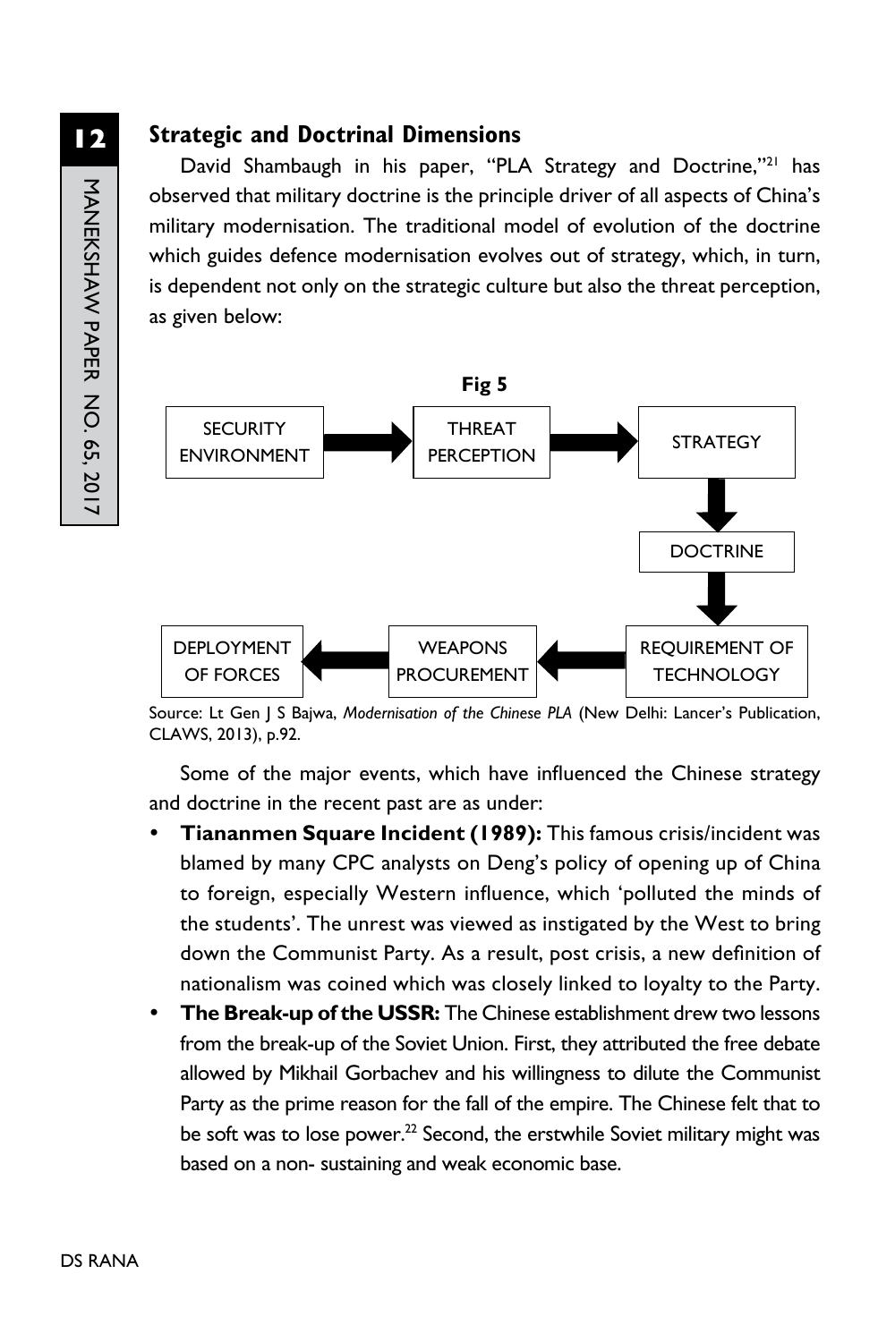### Strategic and Doctrinal Dimensions

David Shambaugh in his paper, "PLA Strategy and Doctrine,"[21] has observed that military doctrine is the principle driver of all aspects of China's military modernisation. The traditional model of evolution of the doctrine which guides defence modernisation evolves out of strategy, which, in turn, is dependent not only on the strategic culture but also the threat perception, as given below:

**Fig 5**

SECURITY ENVIRONMENT

THREAT PERCEPTION

STRATEGY

DOCTRINE

REQUIREMENT OF TECHNOLOGY

WEAPONS PROCUREMENT

DEPLOYMENT OF FORCES

Source: Lt Gen J S Bajwa, *Modernisation of the Chinese PLA* (New Delhi: Lancer's Publication, CLAWS, 2013), p.92.

Some of the major events, which have influenced the Chinese strategy and doctrine in the recent past are as under:

- **Tiananmen Square Incident (1989):** This famous crisis/incident was blamed by many CPC analysts on Deng's policy of opening up of China to foreign, especially Western influence, which 'polluted the minds of the students'. The unrest was viewed as instigated by the West to bring down the Communist Party. As a result, post crisis, a new definition of nationalism was coined which was closely linked to loyalty to the Party.
- **The Break-up of the USSR:** The Chinese establishment drew two lessons from the break-up of the Soviet Union. First, they attributed the free debate allowed by Mikhail Gorbachev and his willingness to dilute the Communist Party as the prime reason for the fall of the empire. The Chinese felt that to be soft was to lose power.[22] Second, the erstwhile Soviet military might was based on a non- sustaining and weak economic base.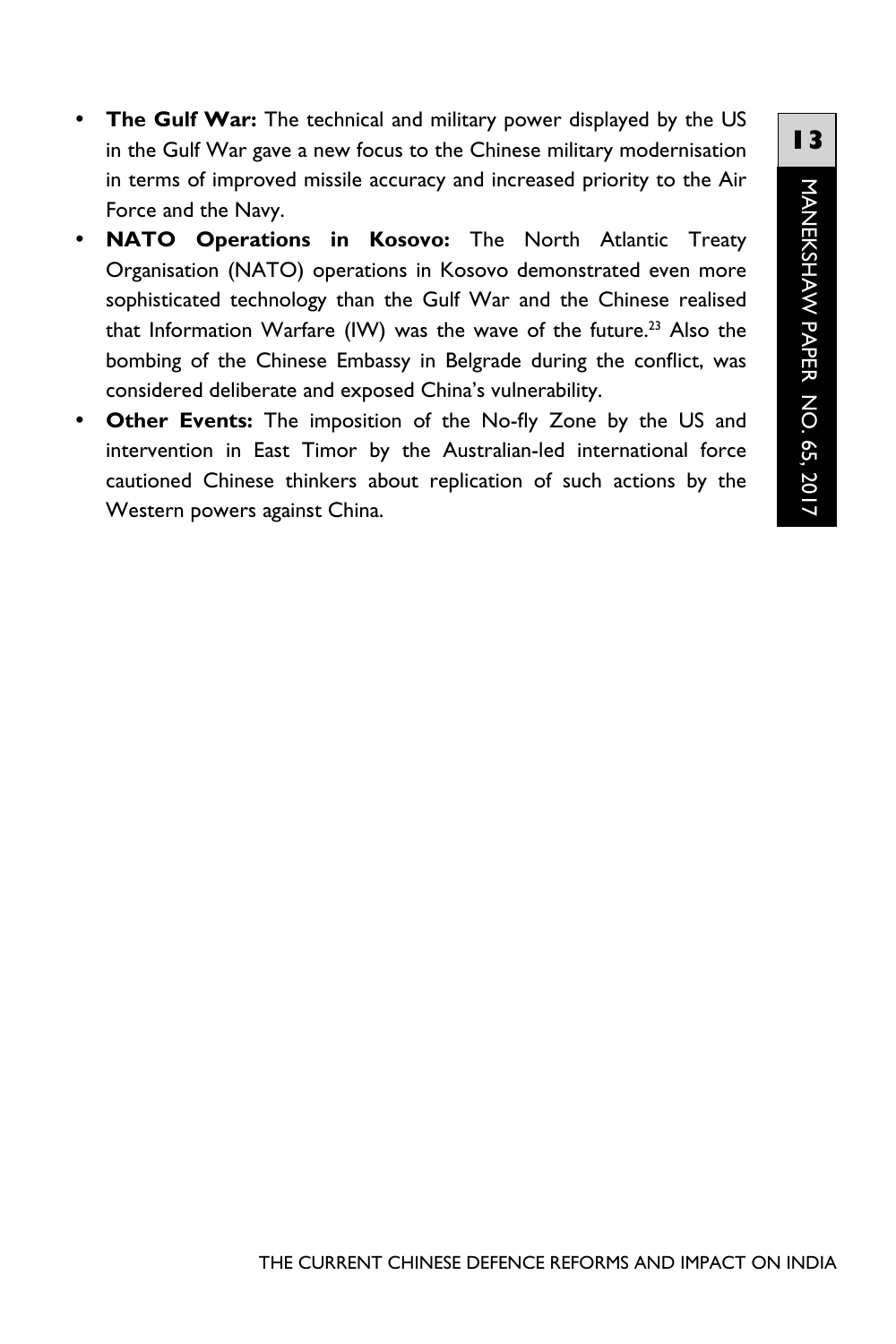- **The Gulf War:** The technical and military power displayed by the US in the Gulf War gave a new focus to the Chinese military modernisation in terms of improved missile accuracy and increased priority to the Air Force and the Navy.
- **NATO Operations in Kosovo:** The North Atlantic Treaty Organisation (NATO) operations in Kosovo demonstrated even more sophisticated technology than the Gulf War and the Chinese realised that Information Warfare (IW) was the wave of the future.[23] Also the bombing of the Chinese Embassy in Belgrade during the conflict, was considered deliberate and exposed China's vulnerability.
- **Other Events:** The imposition of the No-fly Zone by the US and intervention in East Timor by the Australian-led international force cautioned Chinese thinkers about replication of such actions by the Western powers against China.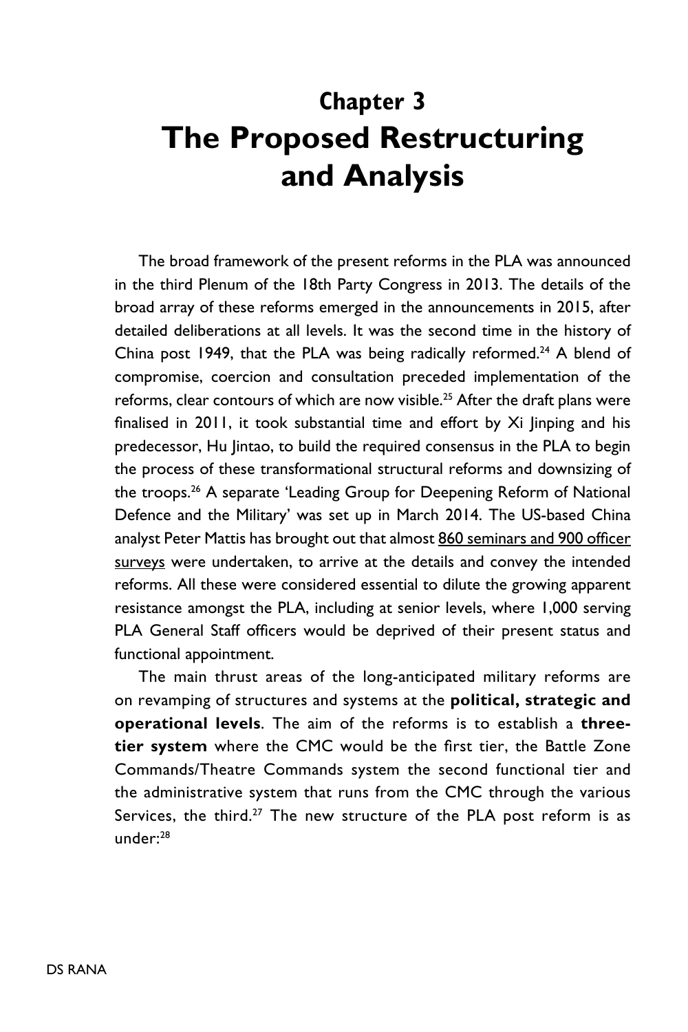# Chapter 3
# The Proposed Restructuring and Analysis

The broad framework of the present reforms in the PLA was announced in the third Plenum of the 18th Party Congress in 2013. The details of the broad array of these reforms emerged in the announcements in 2015, after detailed deliberations at all levels. It was the second time in the history of China post 1949, that the PLA was being radically reformed.[24] A blend of compromise, coercion and consultation preceded implementation of the reforms, clear contours of which are now visible.[25] After the draft plans were finalised in 2011, it took substantial time and effort by Xi Jinping and his predecessor, Hu Jintao, to build the required consensus in the PLA to begin the process of these transformational structural reforms and downsizing of the troops.[26] A separate 'Leading Group for Deepening Reform of National Defence and the Military' was set up in March 2014. The US-based China analyst Peter Mattis has brought out that almost 860 seminars and 900 officer surveys were undertaken, to arrive at the details and convey the intended reforms. All these were considered essential to dilute the growing apparent resistance amongst the PLA, including at senior levels, where 1,000 serving PLA General Staff officers would be deprived of their present status and functional appointment.

The main thrust areas of the long-anticipated military reforms are on revamping of structures and systems at the **political, strategic and operational levels**. The aim of the reforms is to establish a **three-tier system** where the CMC would be the first tier, the Battle Zone Commands/Theatre Commands system the second functional tier and the administrative system that runs from the CMC through the various Services, the third.[27] The new structure of the PLA post reform is as under:[28]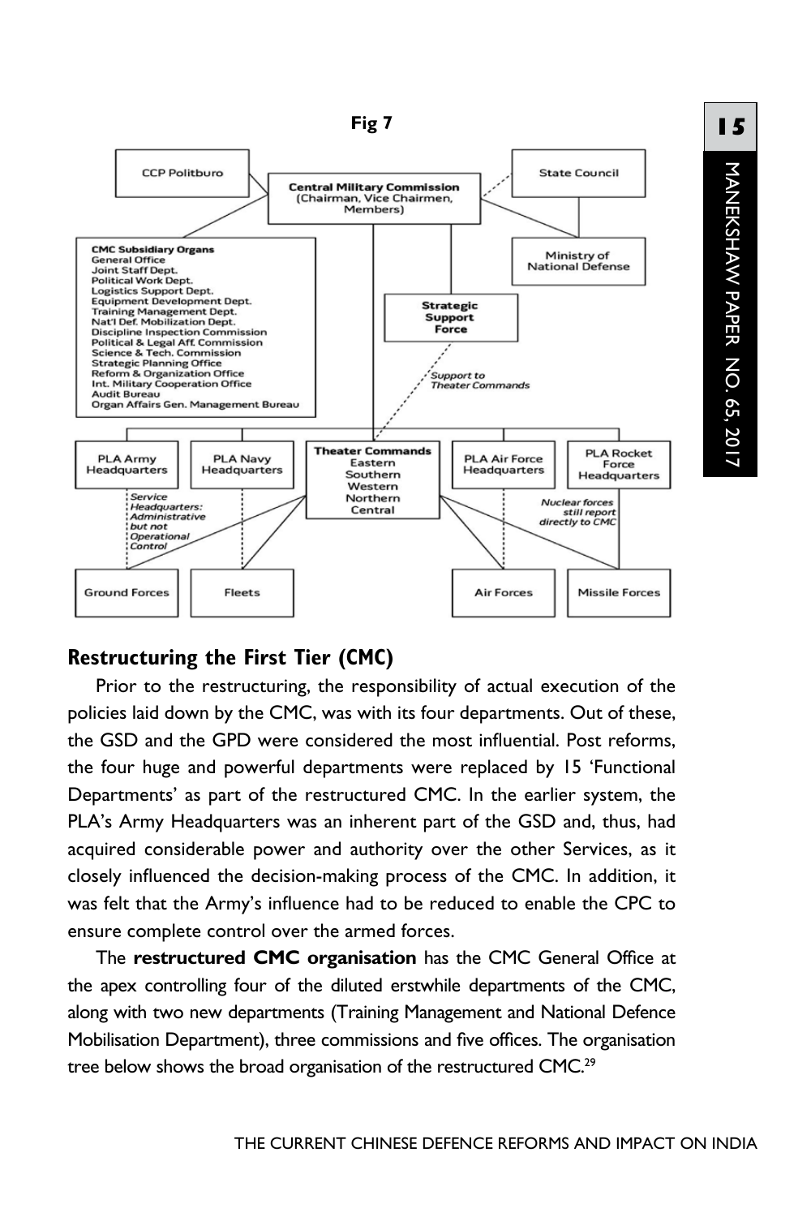Fig 7

CCP Politburo

Central Military Commission
(Chairman, Vice Chairmen, Members)

State Council

Ministry of National Defense

CMC Subsidiary Organs
General Office
Joint Staff Dept.
Political Work Dept.
Logistics Support Dept.
Equipment Development Dept.
Training Management Dept.
Nat'l Def. Mobilization Dept.
Discipline Inspection Commission
Political & Legal Aff. Commission
Science & Tech. Commission
Strategic Planning Office
Reform & Organization Office
Int. Military Cooperation Office
Audit Bureau
Organ Affairs Gen. Management Bureau

Strategic Support Force

Support to Theater Commands

PLA Army Headquarters

PLA Navy Headquarters

Theater Commands
Eastern
Southern
Western
Northern
Central

PLA Air Force Headquarters

PLA Rocket Force Headquarters

Service Headquarters: Administrative but not Operational Control

Nuclear forces still report directly to CMC

Ground Forces

Fleets

Air Forces

Missile Forces

## Restructuring the First Tier (CMC)

Prior to the restructuring, the responsibility of actual execution of the policies laid down by the CMC, was with its four departments. Out of these, the GSD and the GPD were considered the most influential. Post reforms, the four huge and powerful departments were replaced by 15 'Functional Departments' as part of the restructured CMC. In the earlier system, the PLA's Army Headquarters was an inherent part of the GSD and, thus, had acquired considerable power and authority over the other Services, as it closely influenced the decision-making process of the CMC. In addition, it was felt that the Army's influence had to be reduced to enable the CPC to ensure complete control over the armed forces.

The **restructured CMC organisation** has the CMC General Office at the apex controlling four of the diluted erstwhile departments of the CMC, along with two new departments (Training Management and National Defence Mobilisation Department), three commissions and five offices. The organisation tree below shows the broad organisation of the restructured CMC.[29]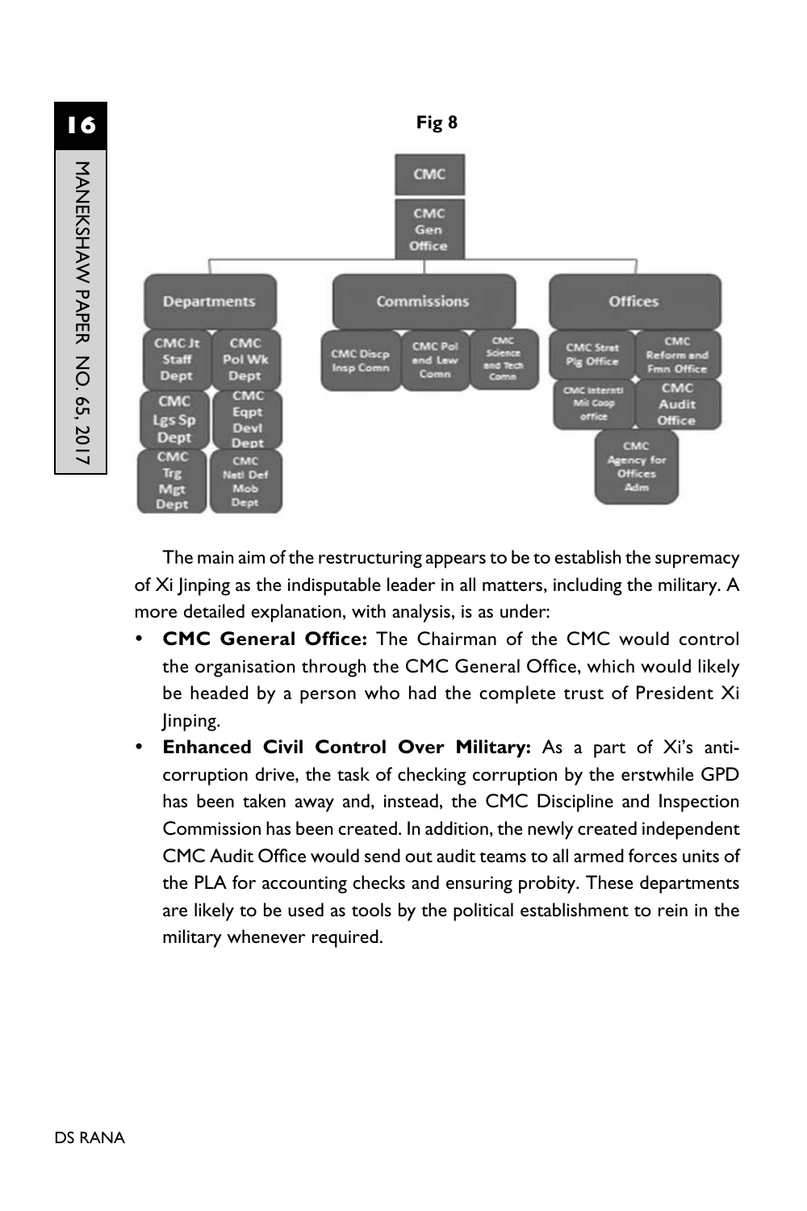Fig 8

CMC

CMC Gen Office

Departments

CMC Jt Staff Dept

CMC Pol Wk Dept

CMC Lgs Sp Dept

CMC Eqpt Devl Dept

CMC Trg Mgt Dept

CMC Natl Def Mob Dept

Commissions

CMC Discp Insp Comn

CMC Pol and Law Comn

CMC Science and Tech Comn

Offices

CMC Strat Plg Office

CMC Reform and Fmn Office

CMC Interntl Mil Coop office

CMC Audit Office

CMC Agency for Offices Adm

The main aim of the restructuring appears to be to establish the supremacy of Xi Jinping as the indisputable leader in all matters, including the military. A more detailed explanation, with analysis, is as under:

- **CMC General Office:** The Chairman of the CMC would control the organisation through the CMC General Office, which would likely be headed by a person who had the complete trust of President Xi Jinping.
- **Enhanced Civil Control Over Military:** As a part of Xi's anti-corruption drive, the task of checking corruption by the erstwhile GPD has been taken away and, instead, the CMC Discipline and Inspection Commission has been created. In addition, the newly created independent CMC Audit Office would send out audit teams to all armed forces units of the PLA for accounting checks and ensuring probity. These departments are likely to be used as tools by the political establishment to rein in the military whenever required.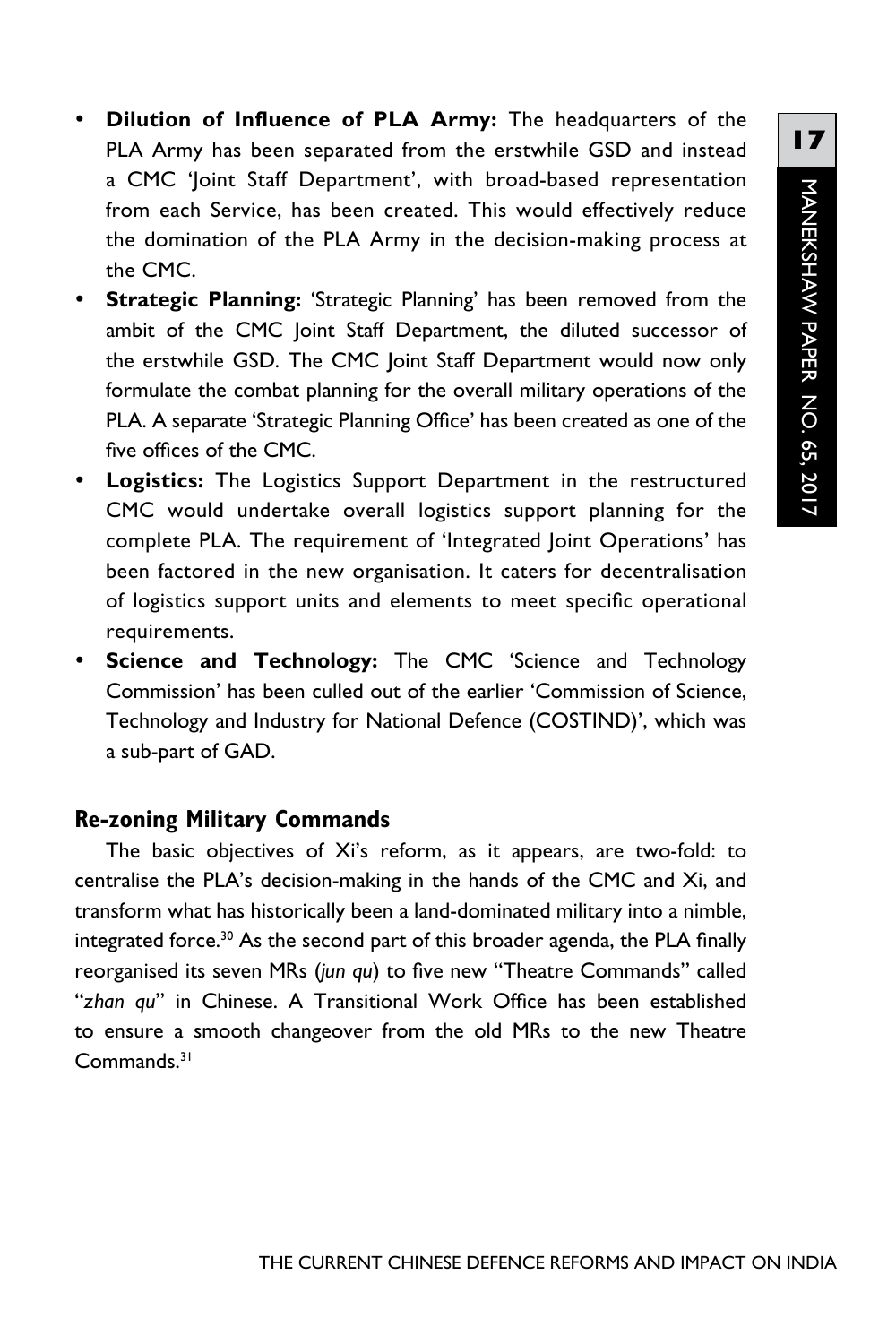- **Dilution of Influence of PLA Army:** The headquarters of the PLA Army has been separated from the erstwhile GSD and instead a CMC 'Joint Staff Department', with broad-based representation from each Service, has been created. This would effectively reduce the domination of the PLA Army in the decision-making process at the CMC.
- **Strategic Planning:** 'Strategic Planning' has been removed from the ambit of the CMC Joint Staff Department, the diluted successor of the erstwhile GSD. The CMC Joint Staff Department would now only formulate the combat planning for the overall military operations of the PLA. A separate 'Strategic Planning Office' has been created as one of the five offices of the CMC.
- **Logistics:** The Logistics Support Department in the restructured CMC would undertake overall logistics support planning for the complete PLA. The requirement of 'Integrated Joint Operations' has been factored in the new organisation. It caters for decentralisation of logistics support units and elements to meet specific operational requirements.
- **Science and Technology:** The CMC 'Science and Technology Commission' has been culled out of the earlier 'Commission of Science, Technology and Industry for National Defence (COSTIND)', which was a sub-part of GAD.

## Re-zoning Military Commands

The basic objectives of Xi's reform, as it appears, are two-fold: to centralise the PLA's decision-making in the hands of the CMC and Xi, and transform what has historically been a land-dominated military into a nimble, integrated force.[30] As the second part of this broader agenda, the PLA finally reorganised its seven MRs (*jun qu*) to five new "Theatre Commands" called "*zhan qu*" in Chinese. A Transitional Work Office has been established to ensure a smooth changeover from the old MRs to the new Theatre Commands.[31]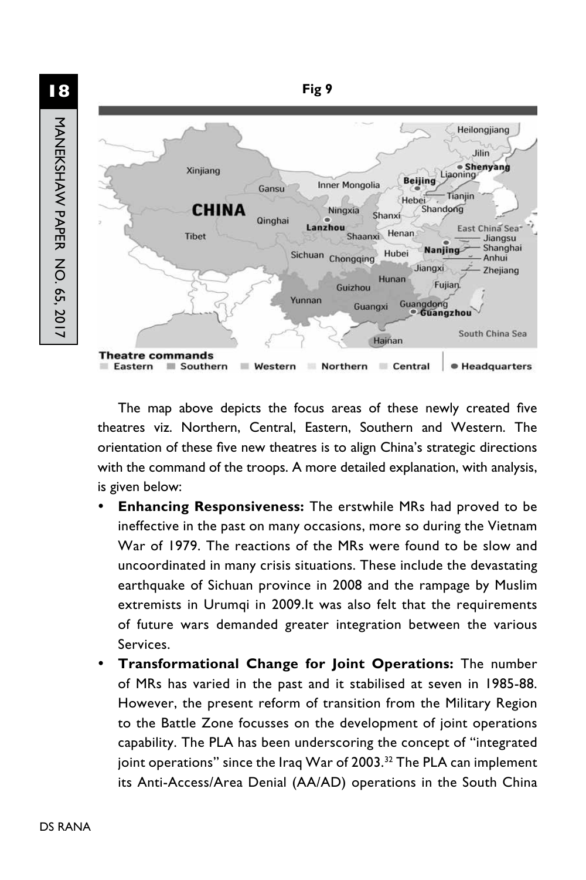Fig 9

CHINA

Xinjiang
Tibet
Gansu
Qinghai
Inner Mongolia
Ningxia
Lanzhou
Shanxi
Shaanxi
Henan
Sichuan
Chongqing
Hubei
Beijing
Hebei
Tianjin
Shandong
Heilongjiang
Jilin
Shenyang
Liaoning
East China Sea
Jiangsu
Nanjing
Shanghai
Anhui
Zhejiang
Jiangxi
Fujian
Hunan
Guizhou
Yunnan
Guangxi
Guangdong
Guangzhou
Hainan
South China Sea

Theatre commands
Eastern Southern Western Northern Central | • Headquarters

The map above depicts the focus areas of these newly created five theatres viz. Northern, Central, Eastern, Southern and Western. The orientation of these five new theatres is to align China's strategic directions with the command of the troops. A more detailed explanation, with analysis, is given below:

- **Enhancing Responsiveness:** The erstwhile MRs had proved to be ineffective in the past on many occasions, more so during the Vietnam War of 1979. The reactions of the MRs were found to be slow and uncoordinated in many crisis situations. These include the devastating earthquake of Sichuan province in 2008 and the rampage by Muslim extremists in Urumqi in 2009.It was also felt that the requirements of future wars demanded greater integration between the various Services.
- **Transformational Change for Joint Operations:** The number of MRs has varied in the past and it stabilised at seven in 1985-88. However, the present reform of transition from the Military Region to the Battle Zone focusses on the development of joint operations capability. The PLA has been underscoring the concept of "integrated joint operations" since the Iraq War of 2003.[32] The PLA can implement its Anti-Access/Area Denial (AA/AD) operations in the South China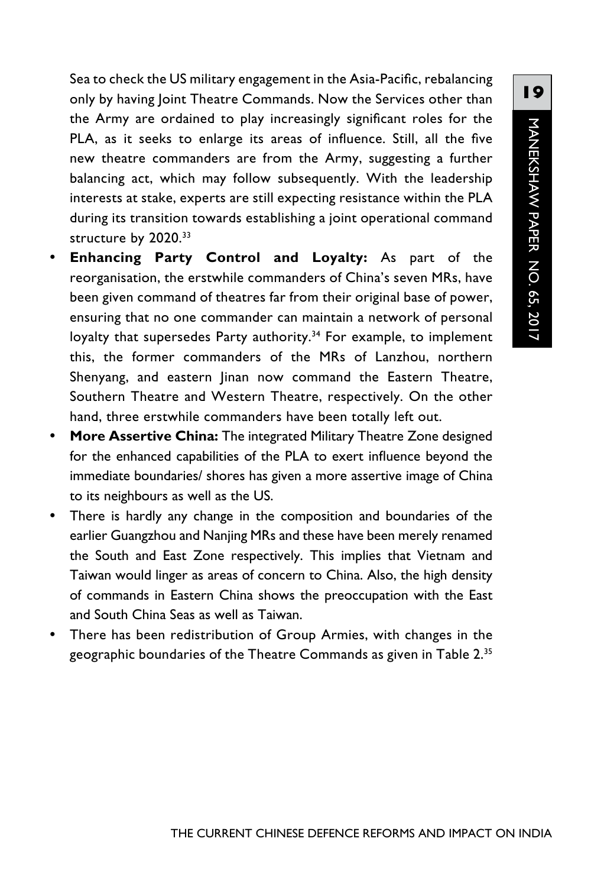Sea to check the US military engagement in the Asia-Pacific, rebalancing only by having Joint Theatre Commands. Now the Services other than the Army are ordained to play increasingly significant roles for the PLA, as it seeks to enlarge its areas of influence. Still, all the five new theatre commanders are from the Army, suggesting a further balancing act, which may follow subsequently. With the leadership interests at stake, experts are still expecting resistance within the PLA during its transition towards establishing a joint operational command structure by 2020.[33]

- **Enhancing Party Control and Loyalty:** As part of the reorganisation, the erstwhile commanders of China's seven MRs, have been given command of theatres far from their original base of power, ensuring that no one commander can maintain a network of personal loyalty that supersedes Party authority.[34] For example, to implement this, the former commanders of the MRs of Lanzhou, northern Shenyang, and eastern Jinan now command the Eastern Theatre, Southern Theatre and Western Theatre, respectively. On the other hand, three erstwhile commanders have been totally left out.
- **More Assertive China:** The integrated Military Theatre Zone designed for the enhanced capabilities of the PLA to exert influence beyond the immediate boundaries/ shores has given a more assertive image of China to its neighbours as well as the US.
- There is hardly any change in the composition and boundaries of the earlier Guangzhou and Nanjing MRs and these have been merely renamed the South and East Zone respectively. This implies that Vietnam and Taiwan would linger as areas of concern to China. Also, the high density of commands in Eastern China shows the preoccupation with the East and South China Seas as well as Taiwan.
- There has been redistribution of Group Armies, with changes in the geographic boundaries of the Theatre Commands as given in Table 2.[35]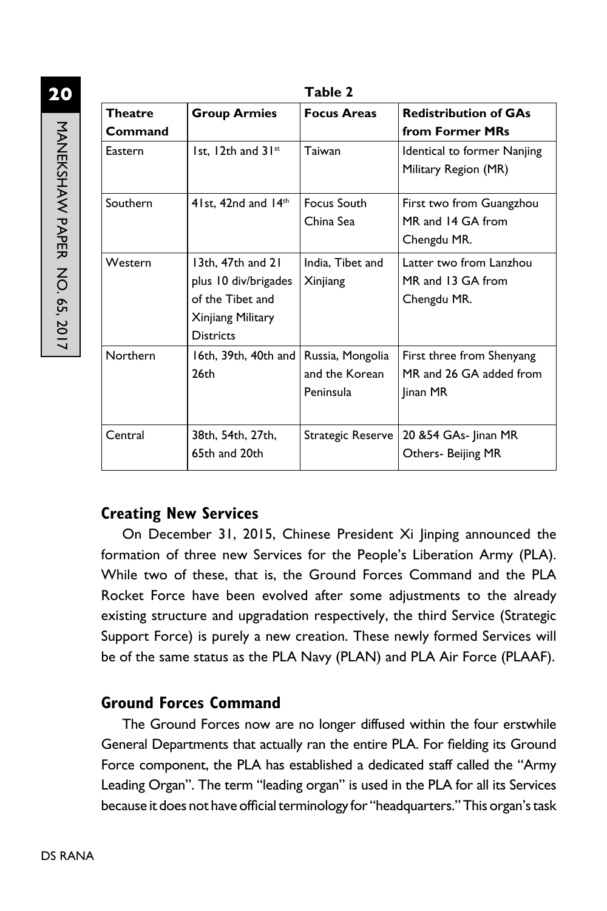**Table 2**

| Theatre Command | Group Armies | Focus Areas | Redistribution of GAs from Former MRs |
|---|---|---|---|
| Eastern | 1st, 12th and 31st | Taiwan | Identical to former Nanjing Military Region (MR) |
| Southern | 41st, 42nd and 14th | Focus South China Sea | First two from Guangzhou MR and 14 GA from Chengdu MR. |
| Western | 13th, 47th and 21 plus 10 div/brigades of the Tibet and Xinjiang Military Districts | India, Tibet and Xinjiang | Latter two from Lanzhou MR and 13 GA from Chengdu MR. |
| Northern | 16th, 39th, 40th and 26th | Russia, Mongolia and the Korean Peninsula | First three from Shenyang MR and 26 GA added from Jinan MR |
| Central | 38th, 54th, 27th, 65th and 20th | Strategic Reserve | 20 &54 GAs- Jinan MR Others- Beijing MR |

## Creating New Services

On December 31, 2015, Chinese President Xi Jinping announced the formation of three new Services for the People's Liberation Army (PLA). While two of these, that is, the Ground Forces Command and the PLA Rocket Force have been evolved after some adjustments to the already existing structure and upgradation respectively, the third Service (Strategic Support Force) is purely a new creation. These newly formed Services will be of the same status as the PLA Navy (PLAN) and PLA Air Force (PLAAF).

## Ground Forces Command

The Ground Forces now are no longer diffused within the four erstwhile General Departments that actually ran the entire PLA. For fielding its Ground Force component, the PLA has established a dedicated staff called the "Army Leading Organ". The term "leading organ" is used in the PLA for all its Services because it does not have official terminology for "headquarters." This organ's task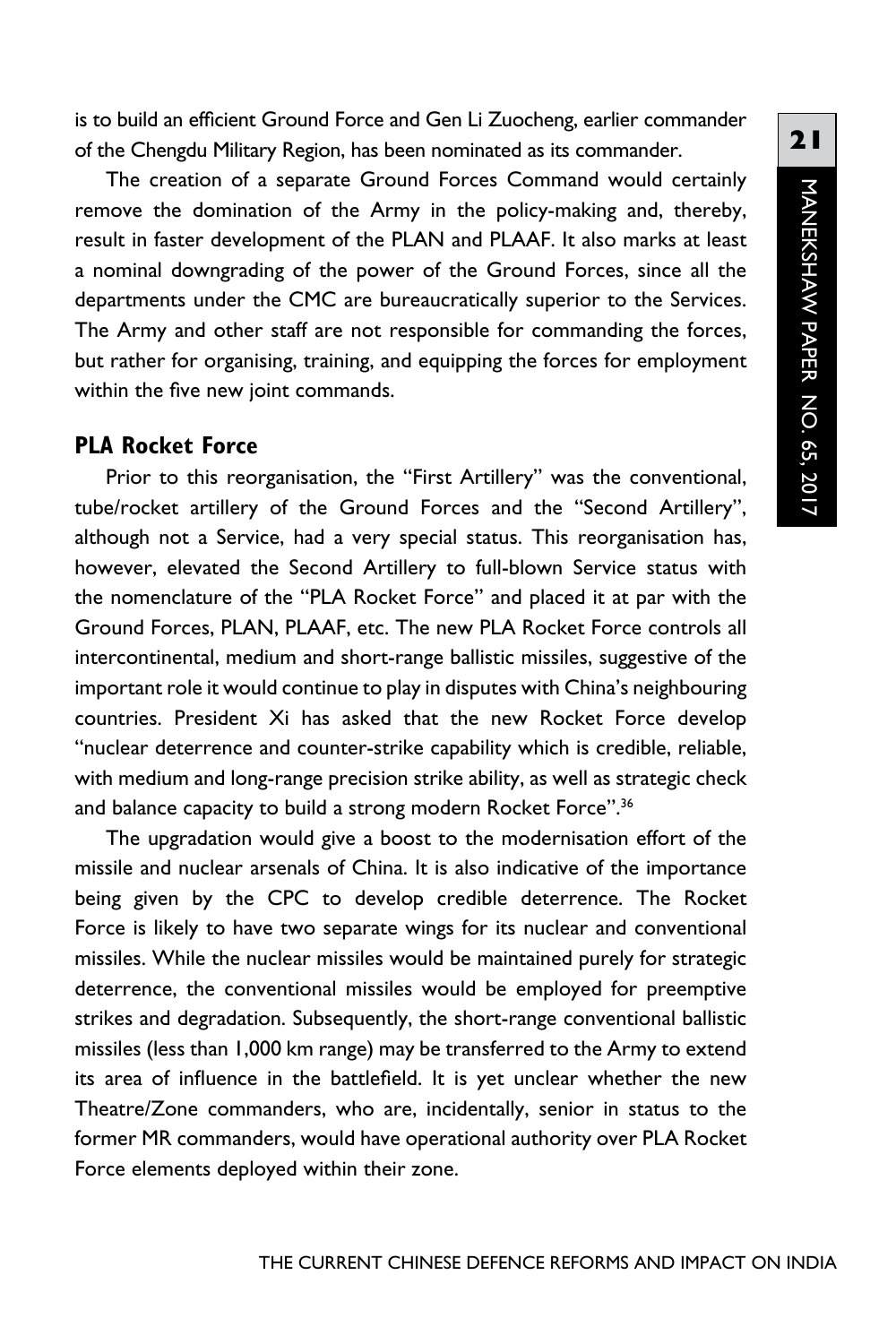is to build an efficient Ground Force and Gen Li Zuocheng, earlier commander of the Chengdu Military Region, has been nominated as its commander.

The creation of a separate Ground Forces Command would certainly remove the domination of the Army in the policy-making and, thereby, result in faster development of the PLAN and PLAAF. It also marks at least a nominal downgrading of the power of the Ground Forces, since all the departments under the CMC are bureaucratically superior to the Services. The Army and other staff are not responsible for commanding the forces, but rather for organising, training, and equipping the forces for employment within the five new joint commands.

### PLA Rocket Force

Prior to this reorganisation, the "First Artillery" was the conventional, tube/rocket artillery of the Ground Forces and the "Second Artillery", although not a Service, had a very special status. This reorganisation has, however, elevated the Second Artillery to full-blown Service status with the nomenclature of the "PLA Rocket Force" and placed it at par with the Ground Forces, PLAN, PLAAF, etc. The new PLA Rocket Force controls all intercontinental, medium and short-range ballistic missiles, suggestive of the important role it would continue to play in disputes with China's neighbouring countries. President Xi has asked that the new Rocket Force develop "nuclear deterrence and counter-strike capability which is credible, reliable, with medium and long-range precision strike ability, as well as strategic check and balance capacity to build a strong modern Rocket Force".[36]

The upgradation would give a boost to the modernisation effort of the missile and nuclear arsenals of China. It is also indicative of the importance being given by the CPC to develop credible deterrence. The Rocket Force is likely to have two separate wings for its nuclear and conventional missiles. While the nuclear missiles would be maintained purely for strategic deterrence, the conventional missiles would be employed for preemptive strikes and degradation. Subsequently, the short-range conventional ballistic missiles (less than 1,000 km range) may be transferred to the Army to extend its area of influence in the battlefield. It is yet unclear whether the new Theatre/Zone commanders, who are, incidentally, senior in status to the former MR commanders, would have operational authority over PLA Rocket Force elements deployed within their zone.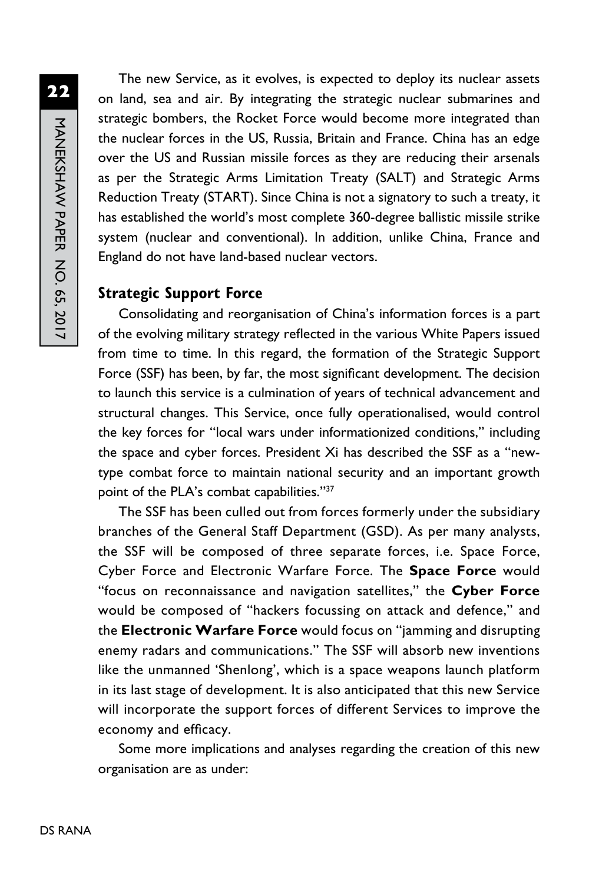The new Service, as it evolves, is expected to deploy its nuclear assets on land, sea and air. By integrating the strategic nuclear submarines and strategic bombers, the Rocket Force would become more integrated than the nuclear forces in the US, Russia, Britain and France. China has an edge over the US and Russian missile forces as they are reducing their arsenals as per the Strategic Arms Limitation Treaty (SALT) and Strategic Arms Reduction Treaty (START). Since China is not a signatory to such a treaty, it has established the world's most complete 360-degree ballistic missile strike system (nuclear and conventional). In addition, unlike China, France and England do not have land-based nuclear vectors.

### Strategic Support Force

Consolidating and reorganisation of China's information forces is a part of the evolving military strategy reflected in the various White Papers issued from time to time. In this regard, the formation of the Strategic Support Force (SSF) has been, by far, the most significant development. The decision to launch this service is a culmination of years of technical advancement and structural changes. This Service, once fully operationalised, would control the key forces for "local wars under informationized conditions," including the space and cyber forces. President Xi has described the SSF as a "new-type combat force to maintain national security and an important growth point of the PLA's combat capabilities."[37]

The SSF has been culled out from forces formerly under the subsidiary branches of the General Staff Department (GSD). As per many analysts, the SSF will be composed of three separate forces, i.e. Space Force, Cyber Force and Electronic Warfare Force. The **Space Force** would "focus on reconnaissance and navigation satellites," the **Cyber Force** would be composed of "hackers focussing on attack and defence," and the **Electronic Warfare Force** would focus on "jamming and disrupting enemy radars and communications." The SSF will absorb new inventions like the unmanned 'Shenlong', which is a space weapons launch platform in its last stage of development. It is also anticipated that this new Service will incorporate the support forces of different Services to improve the economy and efficacy.

Some more implications and analyses regarding the creation of this new organisation are as under: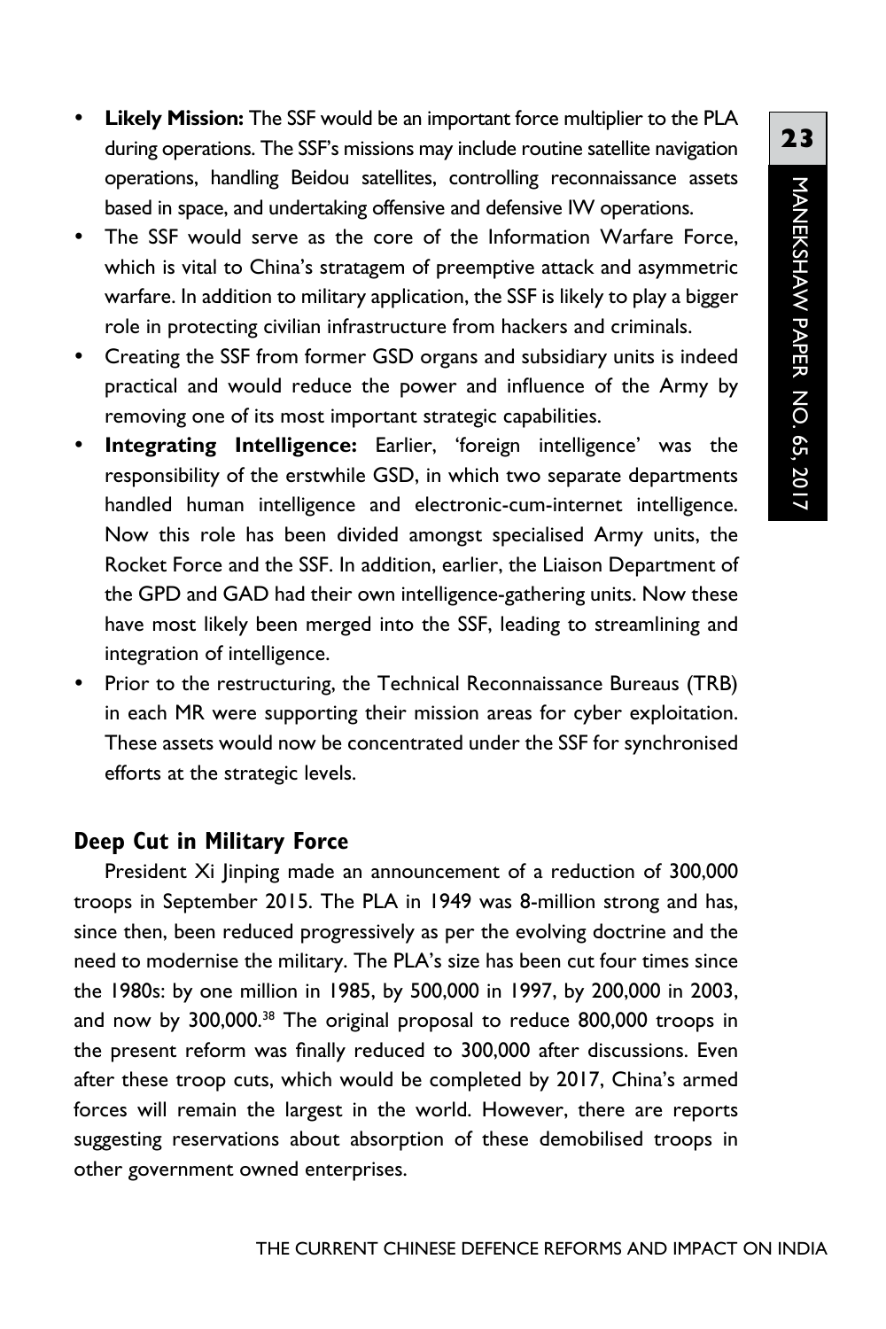- **Likely Mission:** The SSF would be an important force multiplier to the PLA during operations. The SSF's missions may include routine satellite navigation operations, handling Beidou satellites, controlling reconnaissance assets based in space, and undertaking offensive and defensive IW operations.
- The SSF would serve as the core of the Information Warfare Force, which is vital to China's stratagem of preemptive attack and asymmetric warfare. In addition to military application, the SSF is likely to play a bigger role in protecting civilian infrastructure from hackers and criminals.
- Creating the SSF from former GSD organs and subsidiary units is indeed practical and would reduce the power and influence of the Army by removing one of its most important strategic capabilities.
- **Integrating Intelligence:** Earlier, 'foreign intelligence' was the responsibility of the erstwhile GSD, in which two separate departments handled human intelligence and electronic-cum-internet intelligence. Now this role has been divided amongst specialised Army units, the Rocket Force and the SSF. In addition, earlier, the Liaison Department of the GPD and GAD had their own intelligence-gathering units. Now these have most likely been merged into the SSF, leading to streamlining and integration of intelligence.
- Prior to the restructuring, the Technical Reconnaissance Bureaus (TRB) in each MR were supporting their mission areas for cyber exploitation. These assets would now be concentrated under the SSF for synchronised efforts at the strategic levels.

## Deep Cut in Military Force

President Xi Jinping made an announcement of a reduction of 300,000 troops in September 2015. The PLA in 1949 was 8-million strong and has, since then, been reduced progressively as per the evolving doctrine and the need to modernise the military. The PLA's size has been cut four times since the 1980s: by one million in 1985, by 500,000 in 1997, by 200,000 in 2003, and now by 300,000.[38] The original proposal to reduce 800,000 troops in the present reform was finally reduced to 300,000 after discussions. Even after these troop cuts, which would be completed by 2017, China's armed forces will remain the largest in the world. However, there are reports suggesting reservations about absorption of these demobilised troops in other government owned enterprises.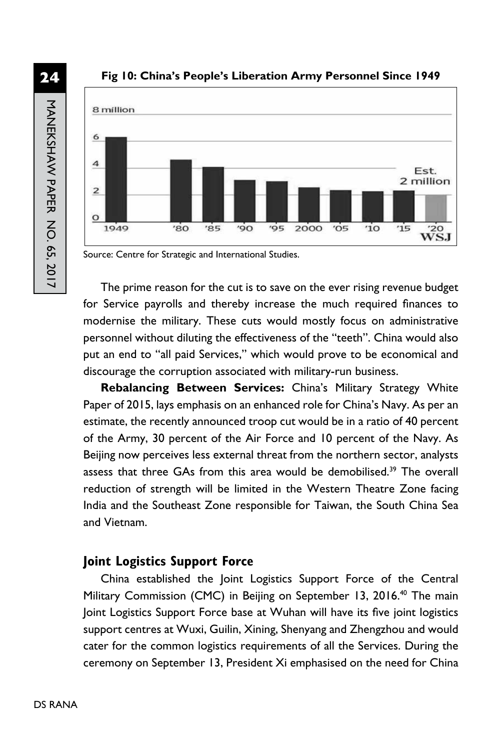**Fig 10: China's People's Liberation Army Personnel Since 1949**

8 million
6
4
2
0
1949 '80 '85 '90 '95 2000 '05 '10 '15 '20
Est. 2 million
WSJ

Source: Centre for Strategic and International Studies.

The prime reason for the cut is to save on the ever rising revenue budget for Service payrolls and thereby increase the much required finances to modernise the military. These cuts would mostly focus on administrative personnel without diluting the effectiveness of the "teeth". China would also put an end to "all paid Services," which would prove to be economical and discourage the corruption associated with military-run business.

**Rebalancing Between Services:** China's Military Strategy White Paper of 2015, lays emphasis on an enhanced role for China's Navy. As per an estimate, the recently announced troop cut would be in a ratio of 40 percent of the Army, 30 percent of the Air Force and 10 percent of the Navy. As Beijing now perceives less external threat from the northern sector, analysts assess that three GAs from this area would be demobilised.[39] The overall reduction of strength will be limited in the Western Theatre Zone facing India and the Southeast Zone responsible for Taiwan, the South China Sea and Vietnam.

## Joint Logistics Support Force

China established the Joint Logistics Support Force of the Central Military Commission (CMC) in Beijing on September 13, 2016.[40] The main Joint Logistics Support Force base at Wuhan will have its five joint logistics support centres at Wuxi, Guilin, Xining, Shenyang and Zhengzhou and would cater for the common logistics requirements of all the Services. During the ceremony on September 13, President Xi emphasised on the need for China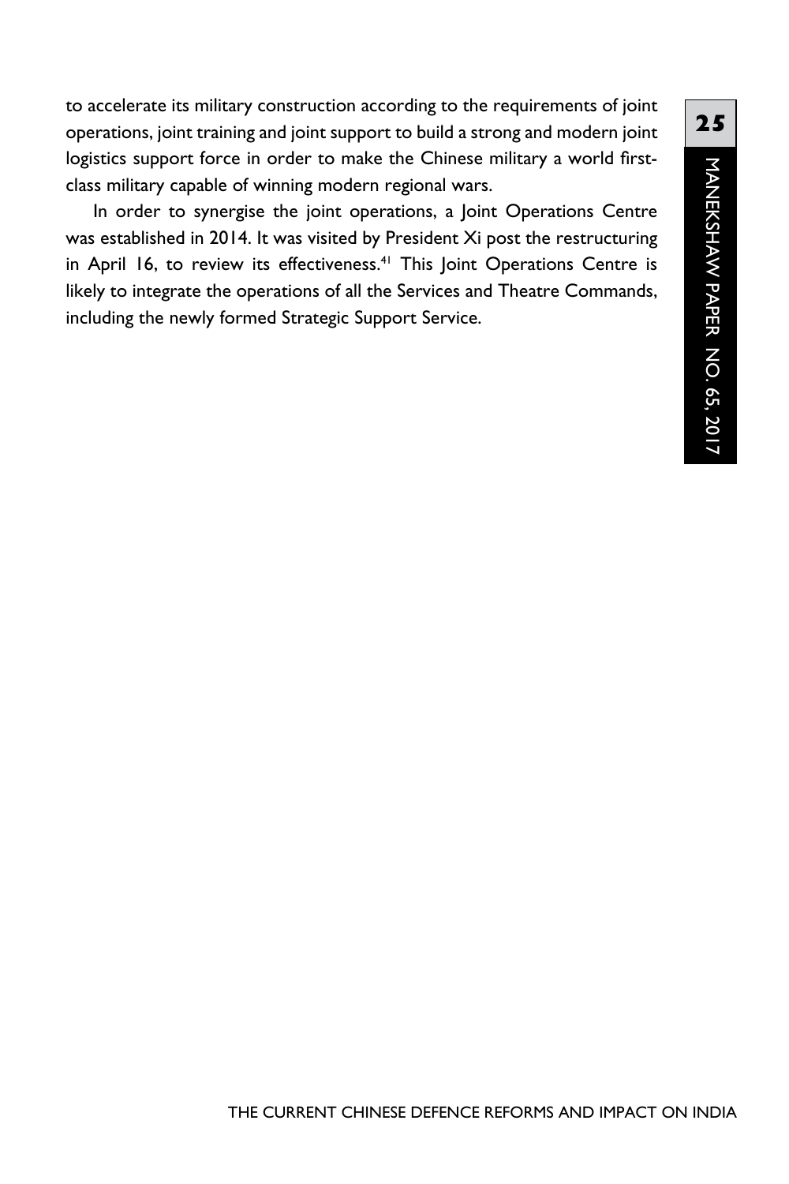to accelerate its military construction according to the requirements of joint operations, joint training and joint support to build a strong and modern joint logistics support force in order to make the Chinese military a world first-class military capable of winning modern regional wars.

In order to synergise the joint operations, a Joint Operations Centre was established in 2014. It was visited by President Xi post the restructuring in April 16, to review its effectiveness.[41] This Joint Operations Centre is likely to integrate the operations of all the Services and Theatre Commands, including the newly formed Strategic Support Service.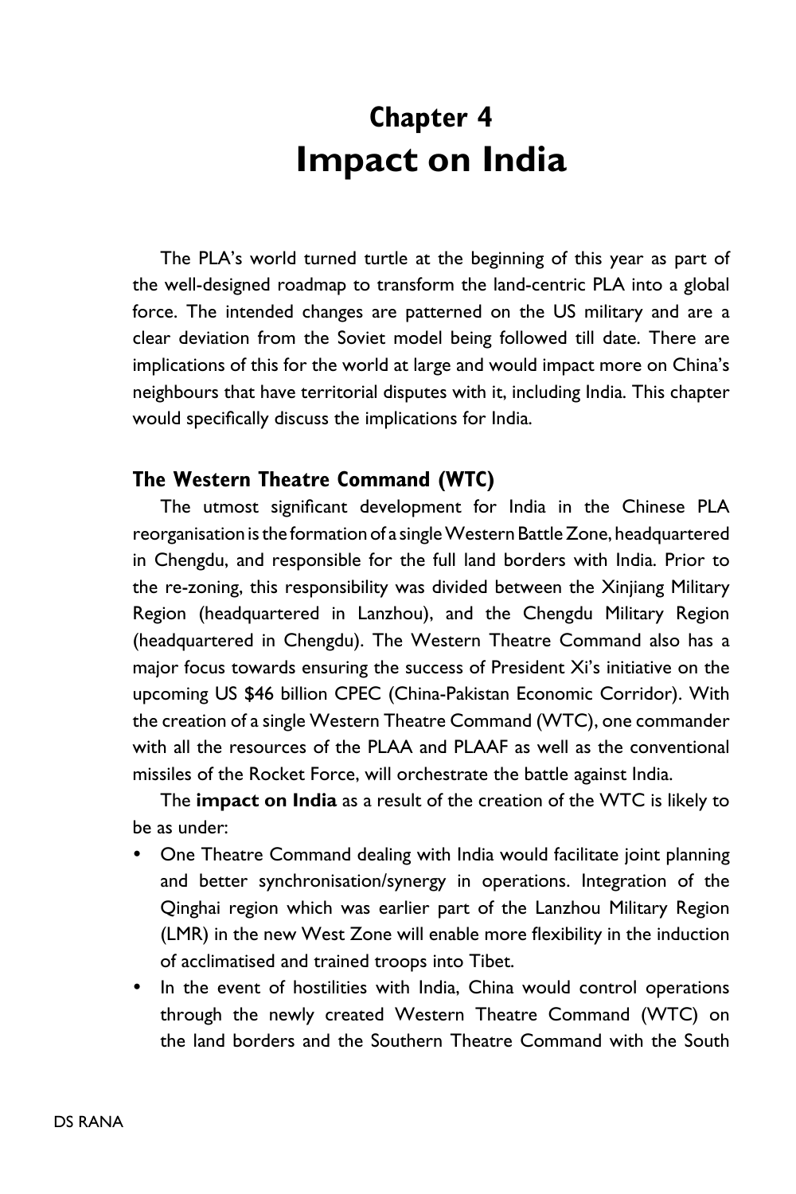# Chapter 4
# Impact on India

The PLA's world turned turtle at the beginning of this year as part of the well-designed roadmap to transform the land-centric PLA into a global force. The intended changes are patterned on the US military and are a clear deviation from the Soviet model being followed till date. There are implications of this for the world at large and would impact more on China's neighbours that have territorial disputes with it, including India. This chapter would specifically discuss the implications for India.

### The Western Theatre Command (WTC)

The utmost significant development for India in the Chinese PLA reorganisation is the formation of a single Western Battle Zone, headquartered in Chengdu, and responsible for the full land borders with India. Prior to the re-zoning, this responsibility was divided between the Xinjiang Military Region (headquartered in Lanzhou), and the Chengdu Military Region (headquartered in Chengdu). The Western Theatre Command also has a major focus towards ensuring the success of President Xi's initiative on the upcoming US $46 billion CPEC (China-Pakistan Economic Corridor). With the creation of a single Western Theatre Command (WTC), one commander with all the resources of the PLAA and PLAAF as well as the conventional missiles of the Rocket Force, will orchestrate the battle against India.

The **impact on India** as a result of the creation of the WTC is likely to be as under:

- One Theatre Command dealing with India would facilitate joint planning and better synchronisation/synergy in operations. Integration of the Qinghai region which was earlier part of the Lanzhou Military Region (LMR) in the new West Zone will enable more flexibility in the induction of acclimatised and trained troops into Tibet.
- In the event of hostilities with India, China would control operations through the newly created Western Theatre Command (WTC) on the land borders and the Southern Theatre Command with the South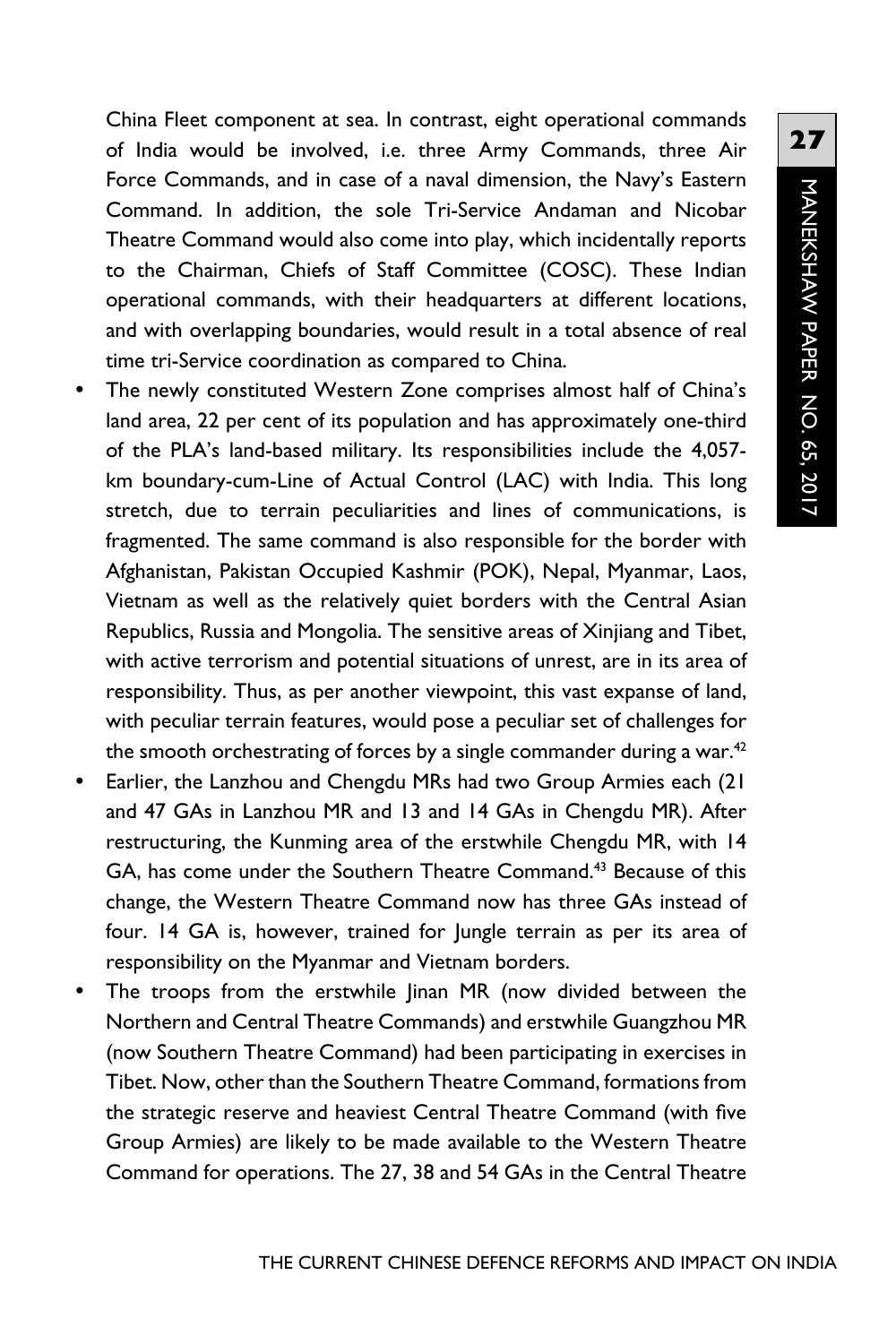China Fleet component at sea. In contrast, eight operational commands of India would be involved, i.e. three Army Commands, three Air Force Commands, and in case of a naval dimension, the Navy's Eastern Command. In addition, the sole Tri-Service Andaman and Nicobar Theatre Command would also come into play, which incidentally reports to the Chairman, Chiefs of Staff Committee (COSC). These Indian operational commands, with their headquarters at different locations, and with overlapping boundaries, would result in a total absence of real time tri-Service coordination as compared to China.

- The newly constituted Western Zone comprises almost half of China's land area, 22 per cent of its population and has approximately one-third of the PLA's land-based military. Its responsibilities include the 4,057-km boundary-cum-Line of Actual Control (LAC) with India. This long stretch, due to terrain peculiarities and lines of communications, is fragmented. The same command is also responsible for the border with Afghanistan, Pakistan Occupied Kashmir (POK), Nepal, Myanmar, Laos, Vietnam as well as the relatively quiet borders with the Central Asian Republics, Russia and Mongolia. The sensitive areas of Xinjiang and Tibet, with active terrorism and potential situations of unrest, are in its area of responsibility. Thus, as per another viewpoint, this vast expanse of land, with peculiar terrain features, would pose a peculiar set of challenges for the smooth orchestrating of forces by a single commander during a war.[42]
- Earlier, the Lanzhou and Chengdu MRs had two Group Armies each (21 and 47 GAs in Lanzhou MR and 13 and 14 GAs in Chengdu MR). After restructuring, the Kunming area of the erstwhile Chengdu MR, with 14 GA, has come under the Southern Theatre Command.[43] Because of this change, the Western Theatre Command now has three GAs instead of four. 14 GA is, however, trained for Jungle terrain as per its area of responsibility on the Myanmar and Vietnam borders.
- The troops from the erstwhile Jinan MR (now divided between the Northern and Central Theatre Commands) and erstwhile Guangzhou MR (now Southern Theatre Command) had been participating in exercises in Tibet. Now, other than the Southern Theatre Command, formations from the strategic reserve and heaviest Central Theatre Command (with five Group Armies) are likely to be made available to the Western Theatre Command for operations. The 27, 38 and 54 GAs in the Central Theatre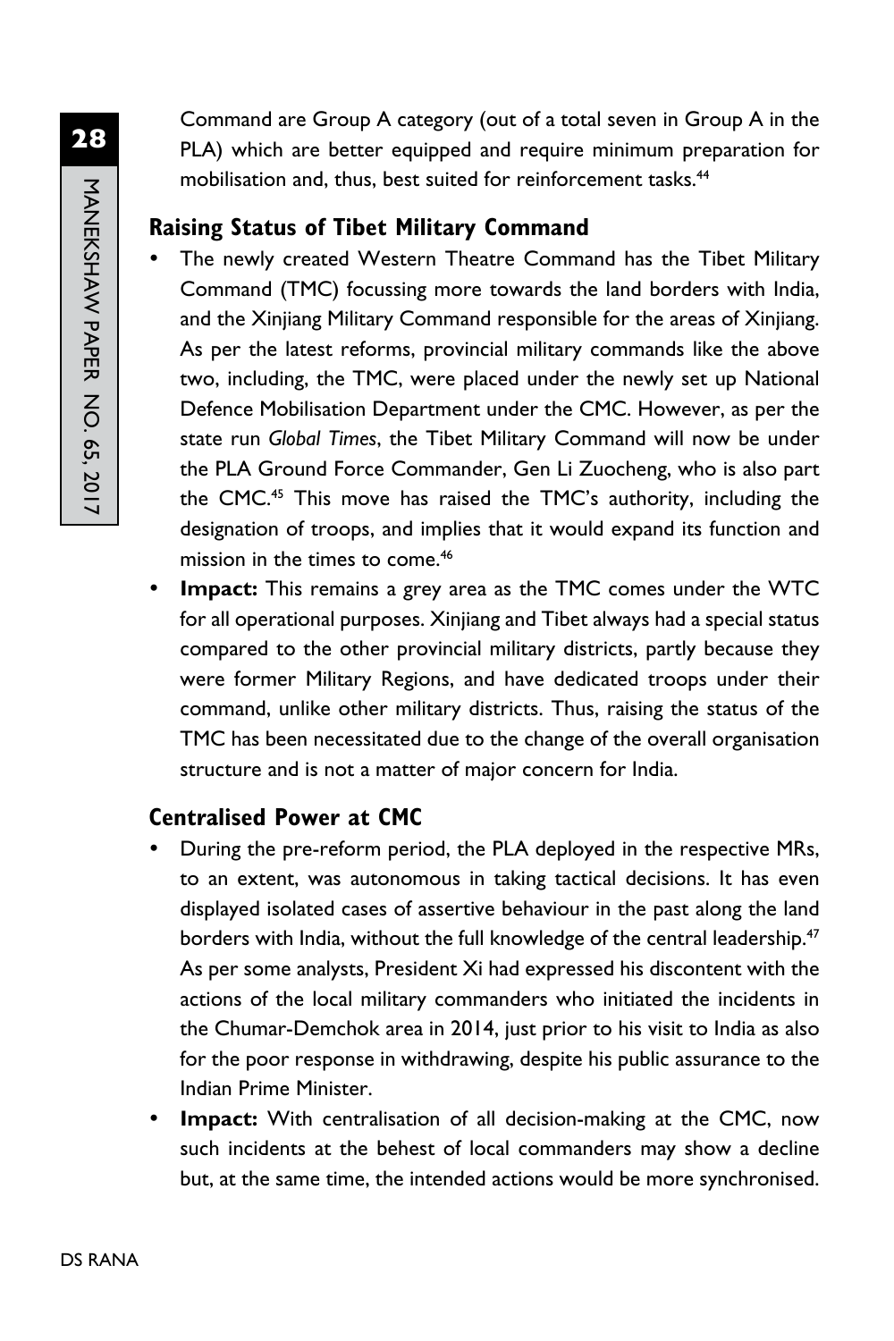Command are Group A category (out of a total seven in Group A in the PLA) which are better equipped and require minimum preparation for mobilisation and, thus, best suited for reinforcement tasks.[44]

## Raising Status of Tibet Military Command

- The newly created Western Theatre Command has the Tibet Military Command (TMC) focussing more towards the land borders with India, and the Xinjiang Military Command responsible for the areas of Xinjiang. As per the latest reforms, provincial military commands like the above two, including, the TMC, were placed under the newly set up National Defence Mobilisation Department under the CMC. However, as per the state run *Global Times*, the Tibet Military Command will now be under the PLA Ground Force Commander, Gen Li Zuocheng, who is also part the CMC.[45] This move has raised the TMC's authority, including the designation of troops, and implies that it would expand its function and mission in the times to come.[46]
- **Impact:** This remains a grey area as the TMC comes under the WTC for all operational purposes. Xinjiang and Tibet always had a special status compared to the other provincial military districts, partly because they were former Military Regions, and have dedicated troops under their command, unlike other military districts. Thus, raising the status of the TMC has been necessitated due to the change of the overall organisation structure and is not a matter of major concern for India.

## Centralised Power at CMC

- During the pre-reform period, the PLA deployed in the respective MRs, to an extent, was autonomous in taking tactical decisions. It has even displayed isolated cases of assertive behaviour in the past along the land borders with India, without the full knowledge of the central leadership.[47] As per some analysts, President Xi had expressed his discontent with the actions of the local military commanders who initiated the incidents in the Chumar-Demchok area in 2014, just prior to his visit to India as also for the poor response in withdrawing, despite his public assurance to the Indian Prime Minister.
- **Impact:** With centralisation of all decision-making at the CMC, now such incidents at the behest of local commanders may show a decline but, at the same time, the intended actions would be more synchronised.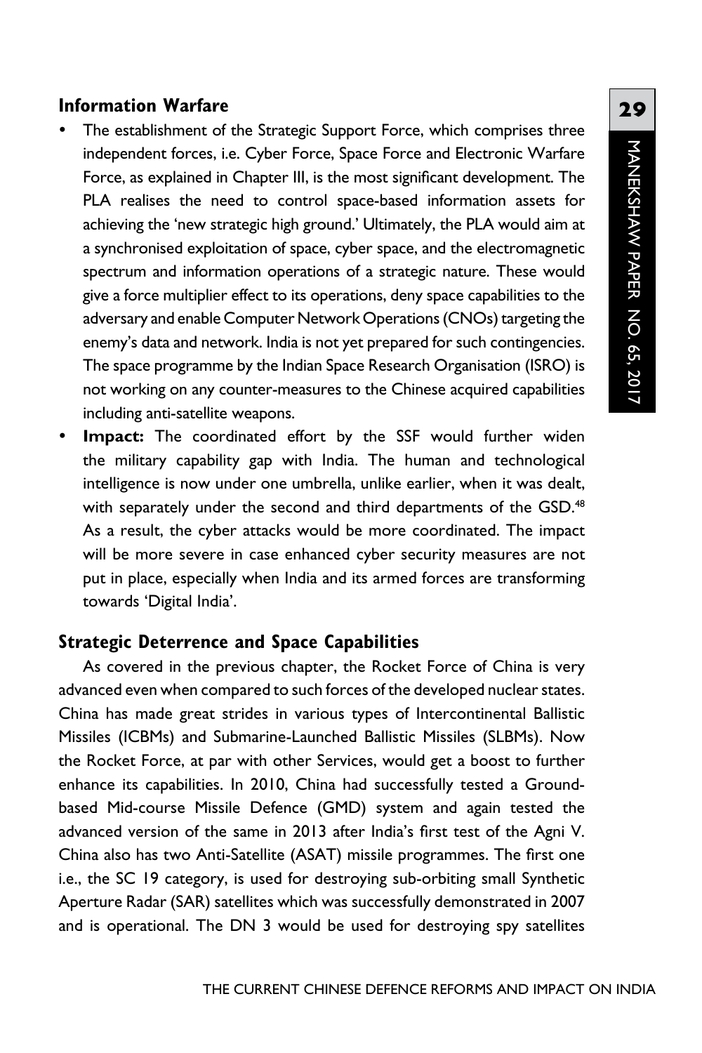## Information Warfare

- The establishment of the Strategic Support Force, which comprises three independent forces, i.e. Cyber Force, Space Force and Electronic Warfare Force, as explained in Chapter III, is the most significant development. The PLA realises the need to control space-based information assets for achieving the 'new strategic high ground.' Ultimately, the PLA would aim at a synchronised exploitation of space, cyber space, and the electromagnetic spectrum and information operations of a strategic nature. These would give a force multiplier effect to its operations, deny space capabilities to the adversary and enable Computer Network Operations (CNOs) targeting the enemy's data and network. India is not yet prepared for such contingencies. The space programme by the Indian Space Research Organisation (ISRO) is not working on any counter-measures to the Chinese acquired capabilities including anti-satellite weapons.
- **Impact:** The coordinated effort by the SSF would further widen the military capability gap with India. The human and technological intelligence is now under one umbrella, unlike earlier, when it was dealt, with separately under the second and third departments of the GSD.[48] As a result, the cyber attacks would be more coordinated. The impact will be more severe in case enhanced cyber security measures are not put in place, especially when India and its armed forces are transforming towards 'Digital India'.

## Strategic Deterrence and Space Capabilities

As covered in the previous chapter, the Rocket Force of China is very advanced even when compared to such forces of the developed nuclear states. China has made great strides in various types of Intercontinental Ballistic Missiles (ICBMs) and Submarine-Launched Ballistic Missiles (SLBMs). Now the Rocket Force, at par with other Services, would get a boost to further enhance its capabilities. In 2010, China had successfully tested a Ground-based Mid-course Missile Defence (GMD) system and again tested the advanced version of the same in 2013 after India's first test of the Agni V. China also has two Anti-Satellite (ASAT) missile programmes. The first one i.e., the SC 19 category, is used for destroying sub-orbiting small Synthetic Aperture Radar (SAR) satellites which was successfully demonstrated in 2007 and is operational. The DN 3 would be used for destroying spy satellites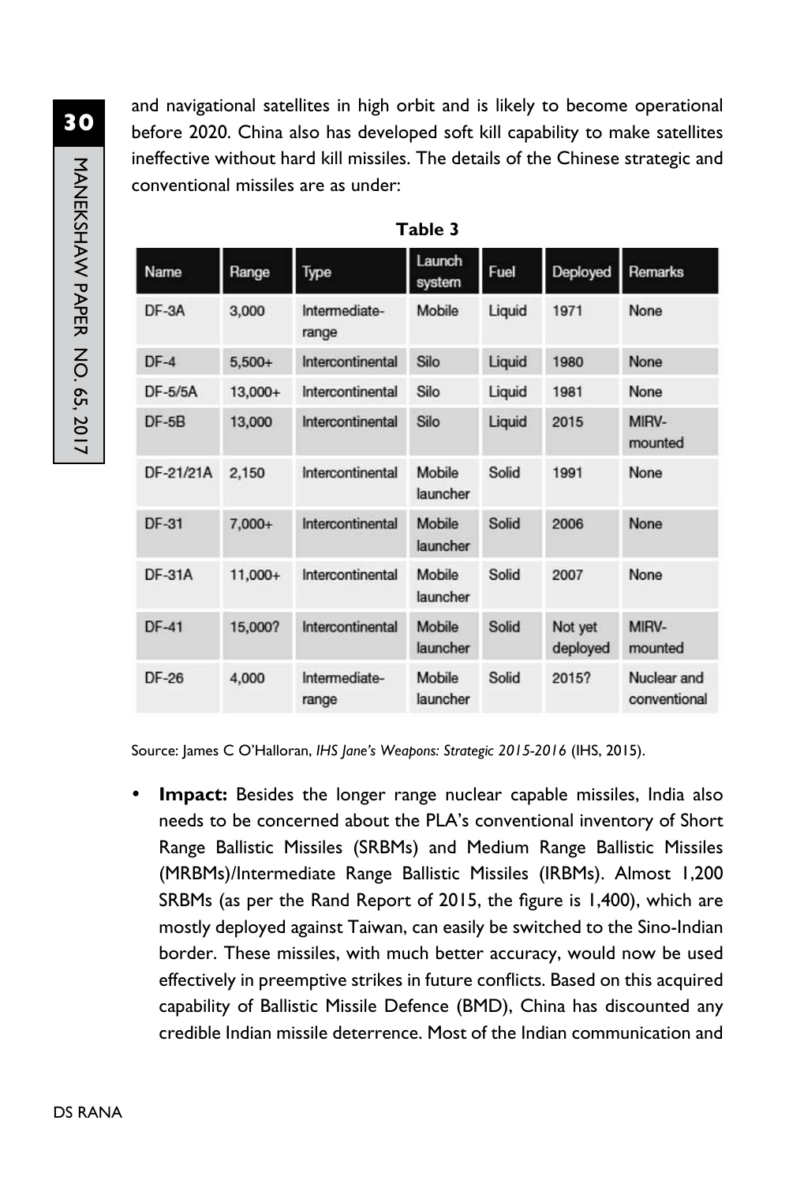and navigational satellites in high orbit and is likely to become operational before 2020. China also has developed soft kill capability to make satellites ineffective without hard kill missiles. The details of the Chinese strategic and conventional missiles are as under:

**Table 3**

| Name | Range | Type | Launch system | Fuel | Deployed | Remarks |
|---|---|---|---|---|---|---|
| DF-3A | 3,000 | Intermediate-range | Mobile | Liquid | 1971 | None |
| DF-4 | 5,500+ | Intercontinental | Silo | Liquid | 1980 | None |
| DF-5/5A | 13,000+ | Intercontinental | Silo | Liquid | 1981 | None |
| DF-5B | 13,000 | Intercontinental | Silo | Liquid | 2015 | MIRV-mounted |
| DF-21/21A | 2,150 | Intercontinental | Mobile launcher | Solid | 1991 | None |
| DF-31 | 7,000+ | Intercontinental | Mobile launcher | Solid | 2006 | None |
| DF-31A | 11,000+ | Intercontinental | Mobile launcher | Solid | 2007 | None |
| DF-41 | 15,000? | Intercontinental | Mobile launcher | Solid | Not yet deployed | MIRV-mounted |
| DF-26 | 4,000 | Intermediate-range | Mobile launcher | Solid | 2015? | Nuclear and conventional |

Source: James C O'Halloran, *IHS Jane's Weapons: Strategic 2015-2016* (IHS, 2015).

- **Impact:** Besides the longer range nuclear capable missiles, India also needs to be concerned about the PLA's conventional inventory of Short Range Ballistic Missiles (SRBMs) and Medium Range Ballistic Missiles (MRBMs)/Intermediate Range Ballistic Missiles (IRBMs). Almost 1,200 SRBMs (as per the Rand Report of 2015, the figure is 1,400), which are mostly deployed against Taiwan, can easily be switched to the Sino-Indian border. These missiles, with much better accuracy, would now be used effectively in preemptive strikes in future conflicts. Based on this acquired capability of Ballistic Missile Defence (BMD), China has discounted any credible Indian missile deterrence. Most of the Indian communication and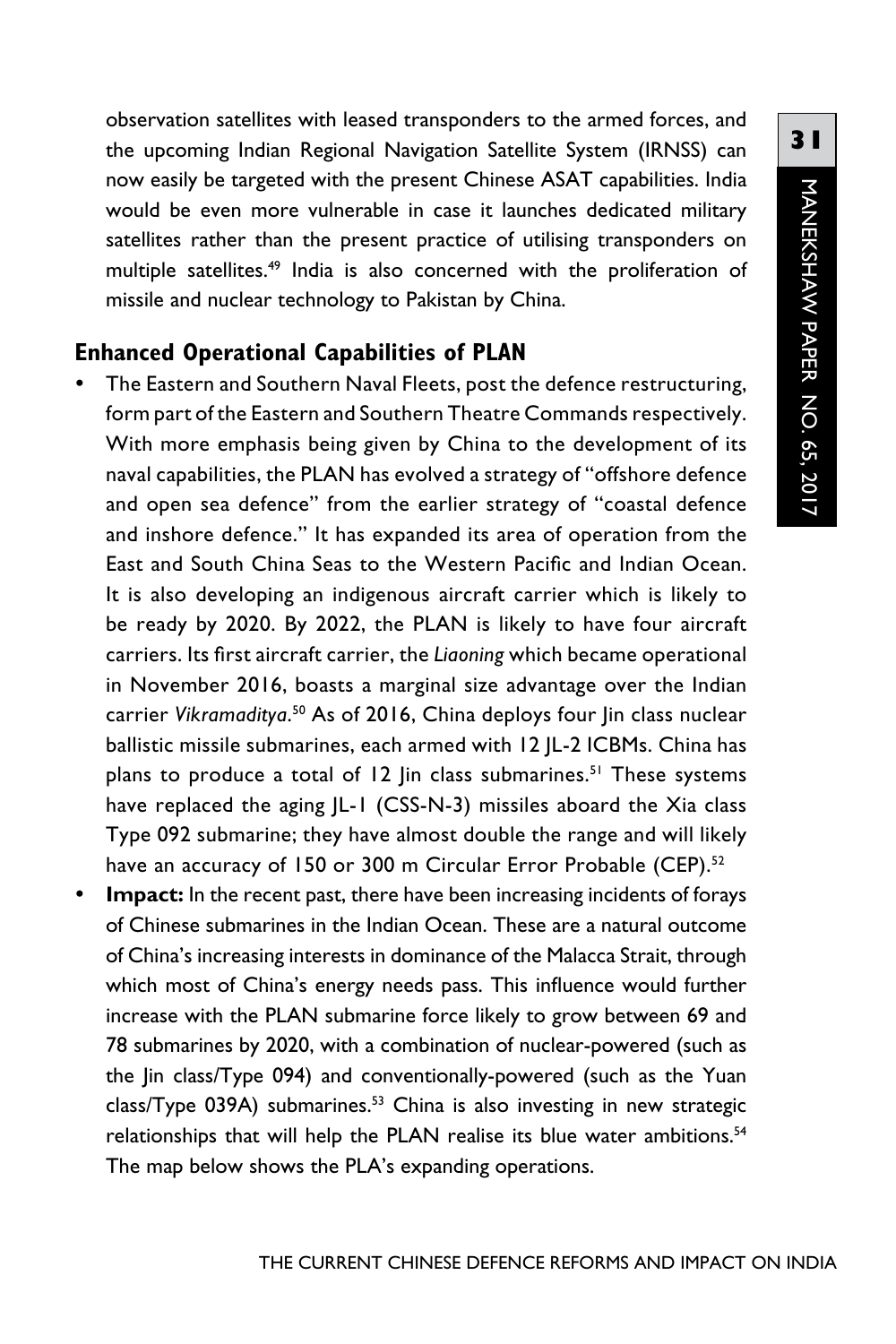observation satellites with leased transponders to the armed forces, and the upcoming Indian Regional Navigation Satellite System (IRNSS) can now easily be targeted with the present Chinese ASAT capabilities. India would be even more vulnerable in case it launches dedicated military satellites rather than the present practice of utilising transponders on multiple satellites.[49] India is also concerned with the proliferation of missile and nuclear technology to Pakistan by China.

## Enhanced Operational Capabilities of PLAN

- The Eastern and Southern Naval Fleets, post the defence restructuring, form part of the Eastern and Southern Theatre Commands respectively. With more emphasis being given by China to the development of its naval capabilities, the PLAN has evolved a strategy of "offshore defence and open sea defence" from the earlier strategy of "coastal defence and inshore defence." It has expanded its area of operation from the East and South China Seas to the Western Pacific and Indian Ocean. It is also developing an indigenous aircraft carrier which is likely to be ready by 2020. By 2022, the PLAN is likely to have four aircraft carriers. Its first aircraft carrier, the *Liaoning* which became operational in November 2016, boasts a marginal size advantage over the Indian carrier *Vikramaditya*.[50] As of 2016, China deploys four Jin class nuclear ballistic missile submarines, each armed with 12 JL-2 ICBMs. China has plans to produce a total of 12 Jin class submarines.[51] These systems have replaced the aging JL-1 (CSS-N-3) missiles aboard the Xia class Type 092 submarine; they have almost double the range and will likely have an accuracy of 150 or 300 m Circular Error Probable (CEP).[52]
- **Impact:** In the recent past, there have been increasing incidents of forays of Chinese submarines in the Indian Ocean. These are a natural outcome of China's increasing interests in dominance of the Malacca Strait, through which most of China's energy needs pass. This influence would further increase with the PLAN submarine force likely to grow between 69 and 78 submarines by 2020, with a combination of nuclear-powered (such as the Jin class/Type 094) and conventionally-powered (such as the Yuan class/Type 039A) submarines.[53] China is also investing in new strategic relationships that will help the PLAN realise its blue water ambitions.[54] The map below shows the PLA's expanding operations.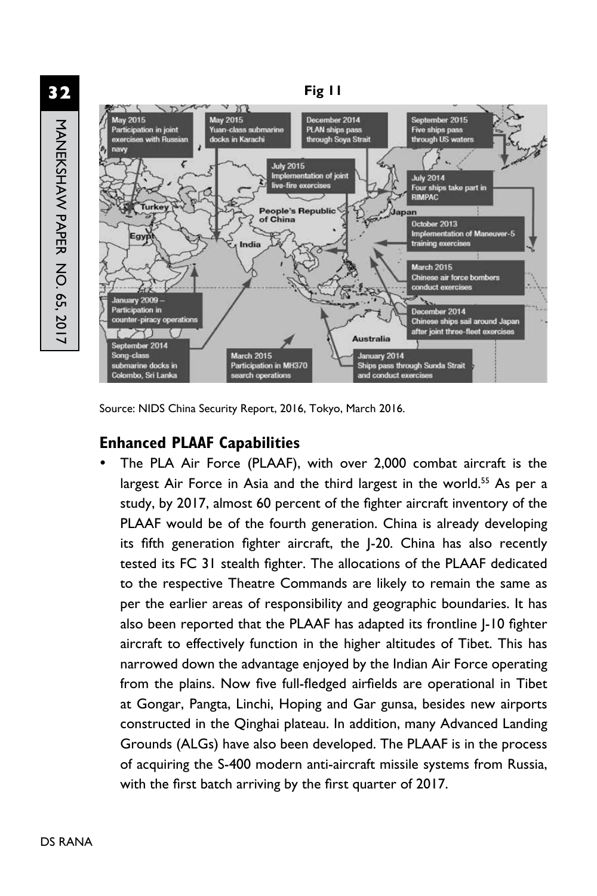**Fig 11**

May 2015
Participation in joint exercises with Russian navy

May 2015
Yuan-class submarine docks in Karachi

December 2014
PLAN ships pass through Soya Strait

September 2015
Five ships pass through US waters

July 2015
Implementation of joint live-fire exercises

July 2014
Four ships take part in RIMPAC

Turkey

People's Republic of China

Japan

October 2013
Implementation of Maneuver-5 training exercises

Egypt

India

March 2015
Chinese air force bombers conduct exercises

January 2009 –
Participation in counter-piracy operations

December 2014
Chinese ships sail around Japan after joint three-fleet exercises

Australia

September 2014
Song-class submarine docks in Colombo, Sri Lanka

March 2015
Participation in MH370 search operations

January 2014
Ships pass through Sunda Strait and conduct exercises

Source: NIDS China Security Report, 2016, Tokyo, March 2016.

## Enhanced PLAAF Capabilities

- The PLA Air Force (PLAAF), with over 2,000 combat aircraft is the largest Air Force in Asia and the third largest in the world.[55] As per a study, by 2017, almost 60 percent of the fighter aircraft inventory of the PLAAF would be of the fourth generation. China is already developing its fifth generation fighter aircraft, the J-20. China has also recently tested its FC 31 stealth fighter. The allocations of the PLAAF dedicated to the respective Theatre Commands are likely to remain the same as per the earlier areas of responsibility and geographic boundaries. It has also been reported that the PLAAF has adapted its frontline J-10 fighter aircraft to effectively function in the higher altitudes of Tibet. This has narrowed down the advantage enjoyed by the Indian Air Force operating from the plains. Now five full-fledged airfields are operational in Tibet at Gongar, Pangta, Linchi, Hoping and Gar gunsa, besides new airports constructed in the Qinghai plateau. In addition, many Advanced Landing Grounds (ALGs) have also been developed. The PLAAF is in the process of acquiring the S-400 modern anti-aircraft missile systems from Russia, with the first batch arriving by the first quarter of 2017.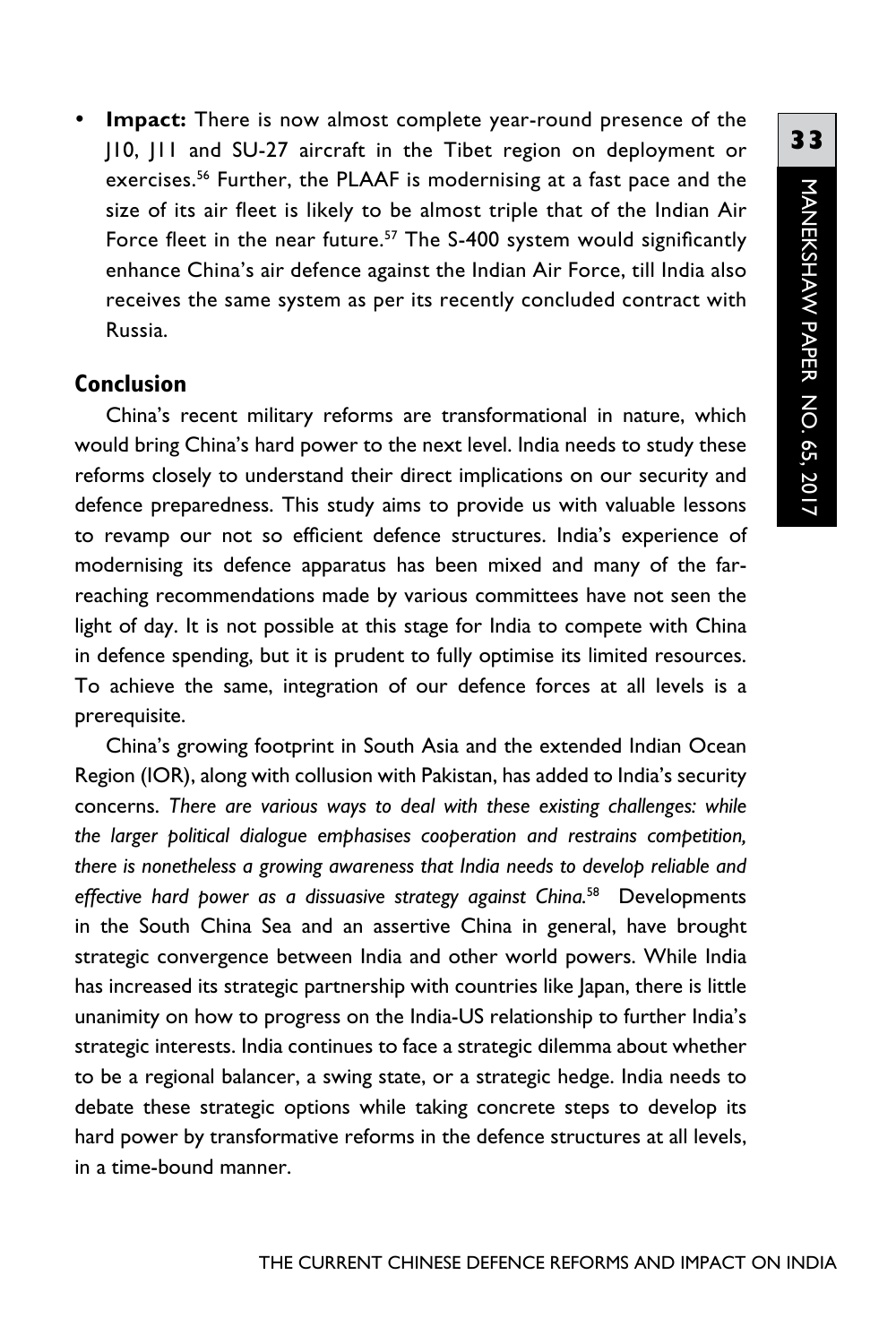- **Impact:** There is now almost complete year-round presence of the J10, J11 and SU-27 aircraft in the Tibet region on deployment or exercises.[56] Further, the PLAAF is modernising at a fast pace and the size of its air fleet is likely to be almost triple that of the Indian Air Force fleet in the near future.[57] The S-400 system would significantly enhance China's air defence against the Indian Air Force, till India also receives the same system as per its recently concluded contract with Russia.

## Conclusion

China's recent military reforms are transformational in nature, which would bring China's hard power to the next level. India needs to study these reforms closely to understand their direct implications on our security and defence preparedness. This study aims to provide us with valuable lessons to revamp our not so efficient defence structures. India's experience of modernising its defence apparatus has been mixed and many of the far-reaching recommendations made by various committees have not seen the light of day. It is not possible at this stage for India to compete with China in defence spending, but it is prudent to fully optimise its limited resources. To achieve the same, integration of our defence forces at all levels is a prerequisite.

China's growing footprint in South Asia and the extended Indian Ocean Region (IOR), along with collusion with Pakistan, has added to India's security concerns. *There are various ways to deal with these existing challenges: while the larger political dialogue emphasises cooperation and restrains competition, there is nonetheless a growing awareness that India needs to develop reliable and effective hard power as a dissuasive strategy against China.*[58] Developments in the South China Sea and an assertive China in general, have brought strategic convergence between India and other world powers. While India has increased its strategic partnership with countries like Japan, there is little unanimity on how to progress on the India-US relationship to further India's strategic interests. India continues to face a strategic dilemma about whether to be a regional balancer, a swing state, or a strategic hedge. India needs to debate these strategic options while taking concrete steps to develop its hard power by transformative reforms in the defence structures at all levels, in a time-bound manner.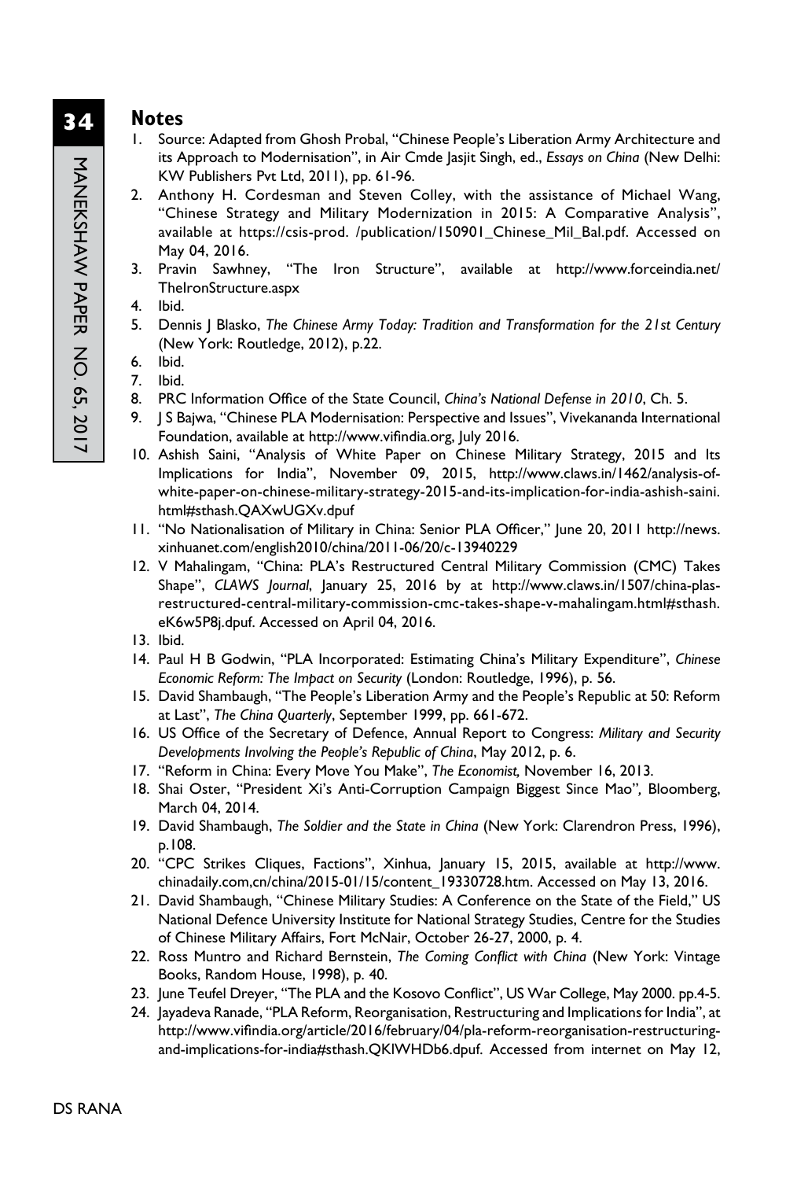## Notes

1. Source: Adapted from Ghosh Probal, "Chinese People's Liberation Army Architecture and its Approach to Modernisation", in Air Cmde Jasjit Singh, ed., *Essays on China* (New Delhi: KW Publishers Pvt Ltd, 2011), pp. 61-96.
2. Anthony H. Cordesman and Steven Colley, with the assistance of Michael Wang, "Chinese Strategy and Military Modernization in 2015: A Comparative Analysis", available at https://csis-prod. /publication/150901_Chinese_Mil_Bal.pdf. Accessed on May 04, 2016.
3. Pravin Sawhney, "The Iron Structure", available at http://www.forceindia.net/TheIronStructure.aspx
4. Ibid.
5. Dennis J Blasko, *The Chinese Army Today: Tradition and Transformation for the 21st Century* (New York: Routledge, 2012), p.22.
6. Ibid.
7. Ibid.
8. PRC Information Office of the State Council, *China's National Defense in 2010*, Ch. 5.
9. J S Bajwa, "Chinese PLA Modernisation: Perspective and Issues", Vivekananda International Foundation, available at http://www.vifindia.org, July 2016.
10. Ashish Saini, "Analysis of White Paper on Chinese Military Strategy, 2015 and Its Implications for India", November 09, 2015, http://www.claws.in/1462/analysis-of-white-paper-on-chinese-military-strategy-2015-and-its-implication-for-india-ashish-saini.html#sthash.QAXwUGXv.dpuf
11. "No Nationalisation of Military in China: Senior PLA Officer," June 20, 2011 http://news.xinhuanet.com/english2010/china/2011-06/20/c-13940229
12. V Mahalingam, "China: PLA's Restructured Central Military Commission (CMC) Takes Shape", *CLAWS Journal*, January 25, 2016 by at http://www.claws.in/1507/china-plas-restructured-central-military-commission-cmc-takes-shape-v-mahalingam.html#sthash.eK6w5P8j.dpuf. Accessed on April 04, 2016.
13. Ibid.
14. Paul H B Godwin, "PLA Incorporated: Estimating China's Military Expenditure", *Chinese Economic Reform: The Impact on Security* (London: Routledge, 1996), p. 56.
15. David Shambaugh, "The People's Liberation Army and the People's Republic at 50: Reform at Last", *The China Quarterly*, September 1999, pp. 661-672.
16. US Office of the Secretary of Defence, Annual Report to Congress: *Military and Security Developments Involving the People's Republic of China*, May 2012, p. 6.
17. "Reform in China: Every Move You Make", *The Economist,* November 16, 2013.
18. Shai Oster, "President Xi's Anti-Corruption Campaign Biggest Since Mao", Bloomberg, March 04, 2014.
19. David Shambaugh, *The Soldier and the State in China* (New York: Clarendron Press, 1996), p.108.
20. "CPC Strikes Cliques, Factions", Xinhua, January 15, 2015, available at http://www.chinadaily.com,cn/china/2015-01/15/content_19330728.htm. Accessed on May 13, 2016.
21. David Shambaugh, "Chinese Military Studies: A Conference on the State of the Field," US National Defence University Institute for National Strategy Studies, Centre for the Studies of Chinese Military Affairs, Fort McNair, October 26-27, 2000, p. 4.
22. Ross Muntro and Richard Bernstein, *The Coming Conflict with China* (New York: Vintage Books, Random House, 1998), p. 40.
23. June Teufel Dreyer, "The PLA and the Kosovo Conflict", US War College, May 2000. pp.4-5.
24. Jayadeva Ranade, "PLA Reform, Reorganisation, Restructuring and Implications for India", at http://www.vifindia.org/article/2016/february/04/pla-reform-reorganisation-restructuring-and-implications-for-india#sthash.QKIWHDb6.dpuf. Accessed from internet on May 12,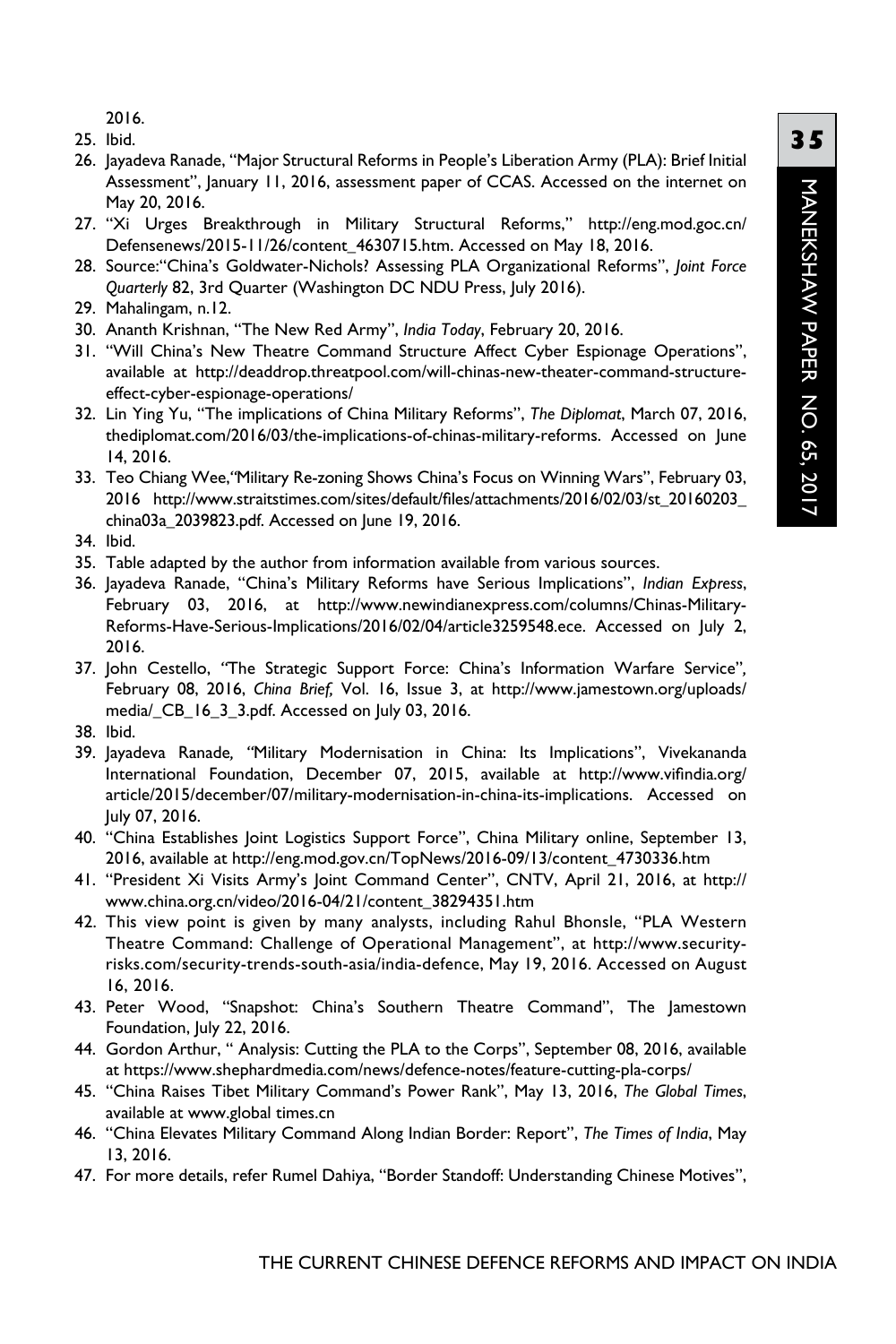2016.

25. Ibid.
26. Jayadeva Ranade, "Major Structural Reforms in People's Liberation Army (PLA): Brief Initial Assessment", January 11, 2016, assessment paper of CCAS. Accessed on the internet on May 20, 2016.
27. "Xi Urges Breakthrough in Military Structural Reforms," http://eng.mod.goc.cn/Defensenews/2015-11/26/content_4630715.htm. Accessed on May 18, 2016.
28. Source:"China's Goldwater-Nichols? Assessing PLA Organizational Reforms", *Joint Force Quarterly* 82, 3rd Quarter (Washington DC NDU Press, July 2016).
29. Mahalingam, n.12.
30. Ananth Krishnan, "The New Red Army", *India Today*, February 20, 2016.
31. "Will China's New Theatre Command Structure Affect Cyber Espionage Operations", available at http://deaddrop.threatpool.com/will-chinas-new-theater-command-structure-effect-cyber-espionage-operations/
32. Lin Ying Yu, "The implications of China Military Reforms", *The Diplomat*, March 07, 2016, thediplomat.com/2016/03/the-implications-of-chinas-military-reforms. Accessed on June 14, 2016.
33. Teo Chiang Wee,"Military Re-zoning Shows China's Focus on Winning Wars", February 03, 2016 http://www.straitstimes.com/sites/default/files/attachments/2016/02/03/st_20160203_china03a_2039823.pdf. Accessed on June 19, 2016.
34. Ibid.
35. Table adapted by the author from information available from various sources.
36. Jayadeva Ranade, "China's Military Reforms have Serious Implications", *Indian Express*, February 03, 2016, at http://www.newindianexpress.com/columns/Chinas-Military-Reforms-Have-Serious-Implications/2016/02/04/article3259548.ece. Accessed on July 2, 2016.
37. John Cestello, "The Strategic Support Force: China's Information Warfare Service", February 08, 2016, *China Brief,* Vol. 16, Issue 3, at http://www.jamestown.org/uploads/media/_CB_16_3_3.pdf. Accessed on July 03, 2016.
38. Ibid.
39. Jayadeva Ranade*,* "Military Modernisation in China: Its Implications", Vivekananda International Foundation, December 07, 2015, available at http://www.vifindia.org/article/2015/december/07/military-modernisation-in-china-its-implications. Accessed on July 07, 2016.
40. "China Establishes Joint Logistics Support Force", China Military online, September 13, 2016, available at http://eng.mod.gov.cn/TopNews/2016-09/13/content_4730336.htm
41. "President Xi Visits Army's Joint Command Center", CNTV, April 21, 2016, at http://www.china.org.cn/video/2016-04/21/content_38294351.htm
42. This view point is given by many analysts, including Rahul Bhonsle, "PLA Western Theatre Command: Challenge of Operational Management", at http://www.security-risks.com/security-trends-south-asia/india-defence, May 19, 2016. Accessed on August 16, 2016.
43. Peter Wood, "Snapshot: China's Southern Theatre Command", The Jamestown Foundation, July 22, 2016.
44. Gordon Arthur, " Analysis: Cutting the PLA to the Corps", September 08, 2016, available at https://www.shephardmedia.com/news/defence-notes/feature-cutting-pla-corps/
45. "China Raises Tibet Military Command's Power Rank", May 13, 2016, *The Global Times*, available at www.global times.cn
46. "China Elevates Military Command Along Indian Border: Report", *The Times of India*, May 13, 2016.
47. For more details, refer Rumel Dahiya, "Border Standoff: Understanding Chinese Motives",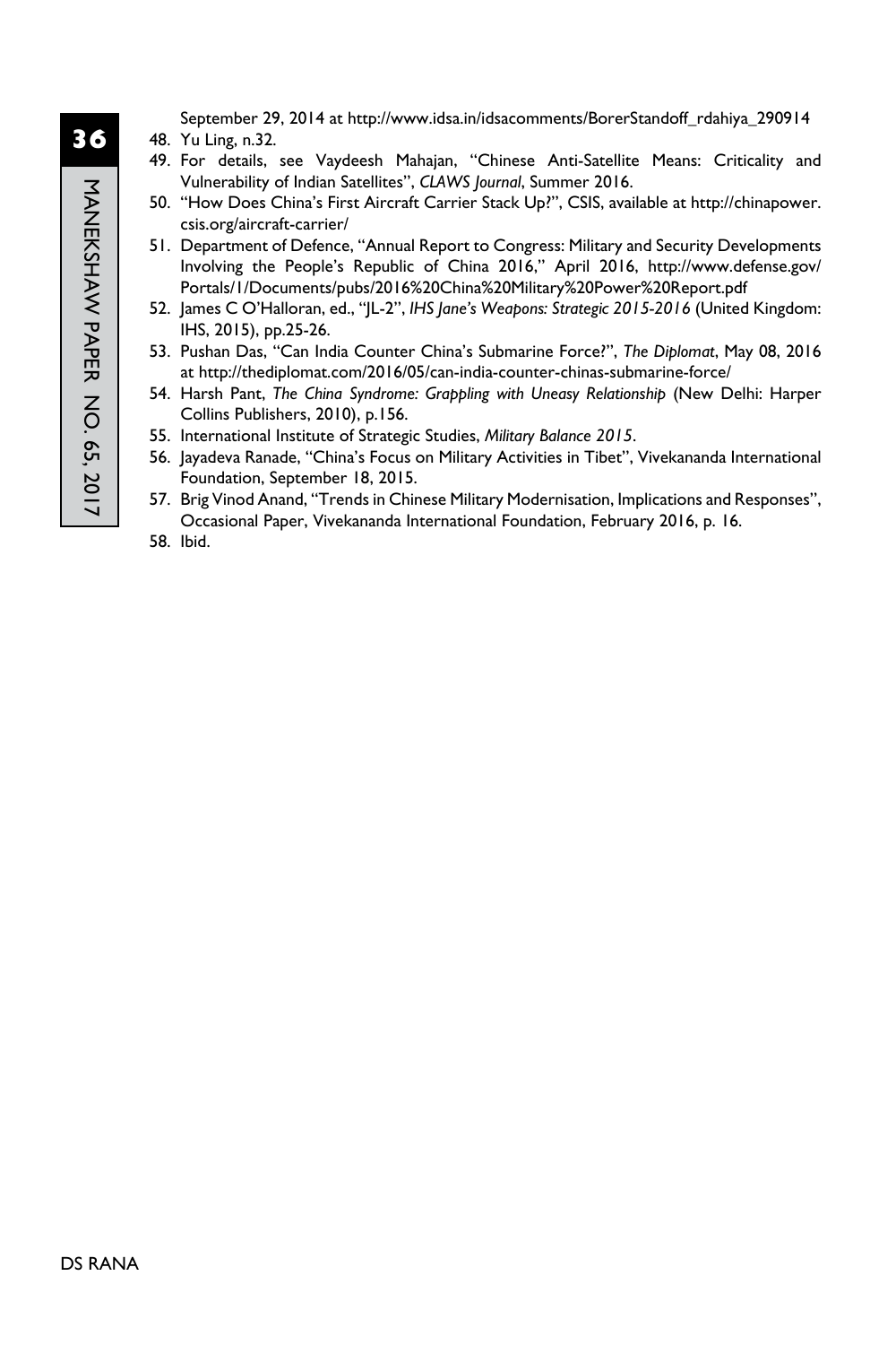September 29, 2014 at http://www.idsa.in/idsacomments/BorerStandoff_rdahiya_290914

48. Yu Ling, n.32.
49. For details, see Vaydeesh Mahajan, "Chinese Anti-Satellite Means: Criticality and Vulnerability of Indian Satellites", *CLAWS Journal*, Summer 2016.
50. "How Does China's First Aircraft Carrier Stack Up?", CSIS, available at http://chinapower.csis.org/aircraft-carrier/
51. Department of Defence, "Annual Report to Congress: Military and Security Developments Involving the People's Republic of China 2016," April 2016, http://www.defense.gov/Portals/1/Documents/pubs/2016%20China%20Military%20Power%20Report.pdf
52. James C O'Halloran, ed., "JL-2", *IHS Jane's Weapons: Strategic 2015-2016* (United Kingdom: IHS, 2015), pp.25-26.
53. Pushan Das, "Can India Counter China's Submarine Force?", *The Diplomat*, May 08, 2016 at http://thediplomat.com/2016/05/can-india-counter-chinas-submarine-force/
54. Harsh Pant, *The China Syndrome: Grappling with Uneasy Relationship* (New Delhi: Harper Collins Publishers, 2010), p.156.
55. International Institute of Strategic Studies, *Military Balance 2015*.
56. Jayadeva Ranade, "China's Focus on Military Activities in Tibet", Vivekananda International Foundation, September 18, 2015.
57. Brig Vinod Anand, "Trends in Chinese Military Modernisation, Implications and Responses", Occasional Paper, Vivekananda International Foundation, February 2016, p. 16.
58. Ibid.